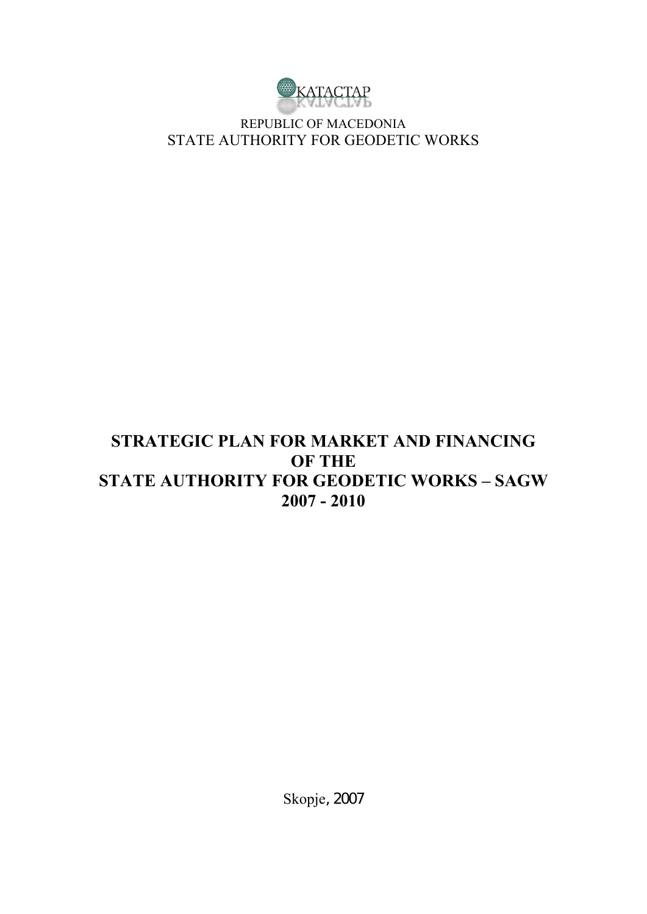KATACTAP

REPUBLIC OF MACEDONIA

STATE AUTHORITY FOR GEODETIC WORKS

# STRATEGIC PLAN FOR MARKET AND FINANCING OF THE STATE AUTHORITY FOR GEODETIC WORKS – SAGW 2007 - 2010

Skopje, 2007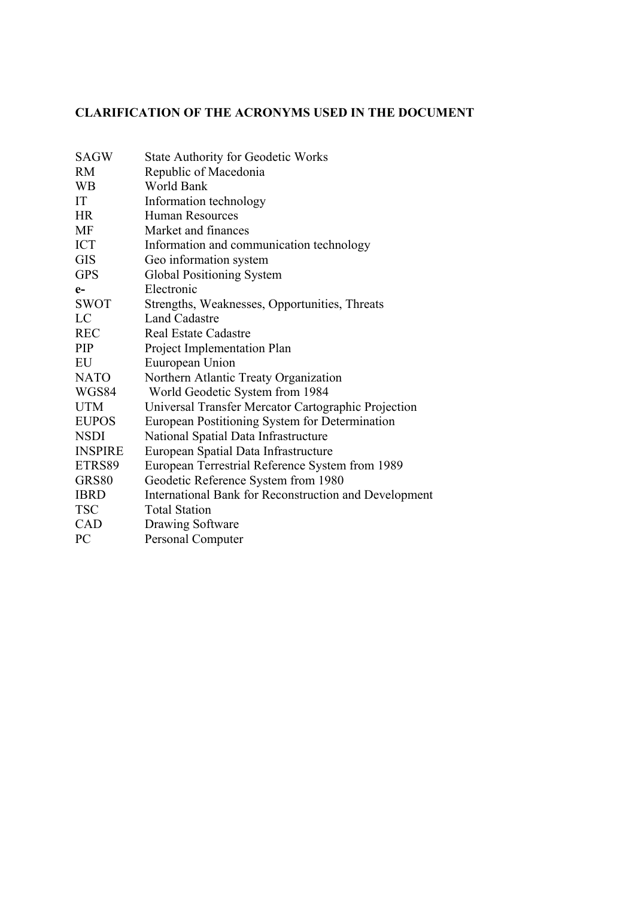**CLARIFICATION OF THE ACRONYMS USED IN THE DOCUMENT**

| | |
|---|---|
| SAGW | State Authority for Geodetic Works |
| RM | Republic of Macedonia |
| WB | World Bank |
| IT | Information technology |
| HR | Human Resources |
| MF | Market and finances |
| ICT | Information and communication technology |
| GIS | Geo information system |
| GPS | Global Positioning System |
| **e-** | Electronic |
| SWOT | Strengths, Weaknesses, Opportunities, Threats |
| LC | Land Cadastre |
| REC | Real Estate Cadastre |
| PIP | Project Implementation Plan |
| EU | Euuropean Union |
| NATO | Northern Atlantic Treaty Organization |
| WGS84 | World Geodetic System from 1984 |
| UTM | Universal Transfer Mercator Cartographic Projection |
| EUPOS | European Postitioning System for Determination |
| NSDI | National Spatial Data Infrastructure |
| INSPIRE | European Spatial Data Infrastructure |
| ETRS89 | European Terrestrial Reference System from 1989 |
| GRS80 | Geodetic Reference System from 1980 |
| IBRD | International Bank for Reconstruction and Development |
| TSC | Total Station |
| CAD | Drawing Software |
| PC | Personal Computer |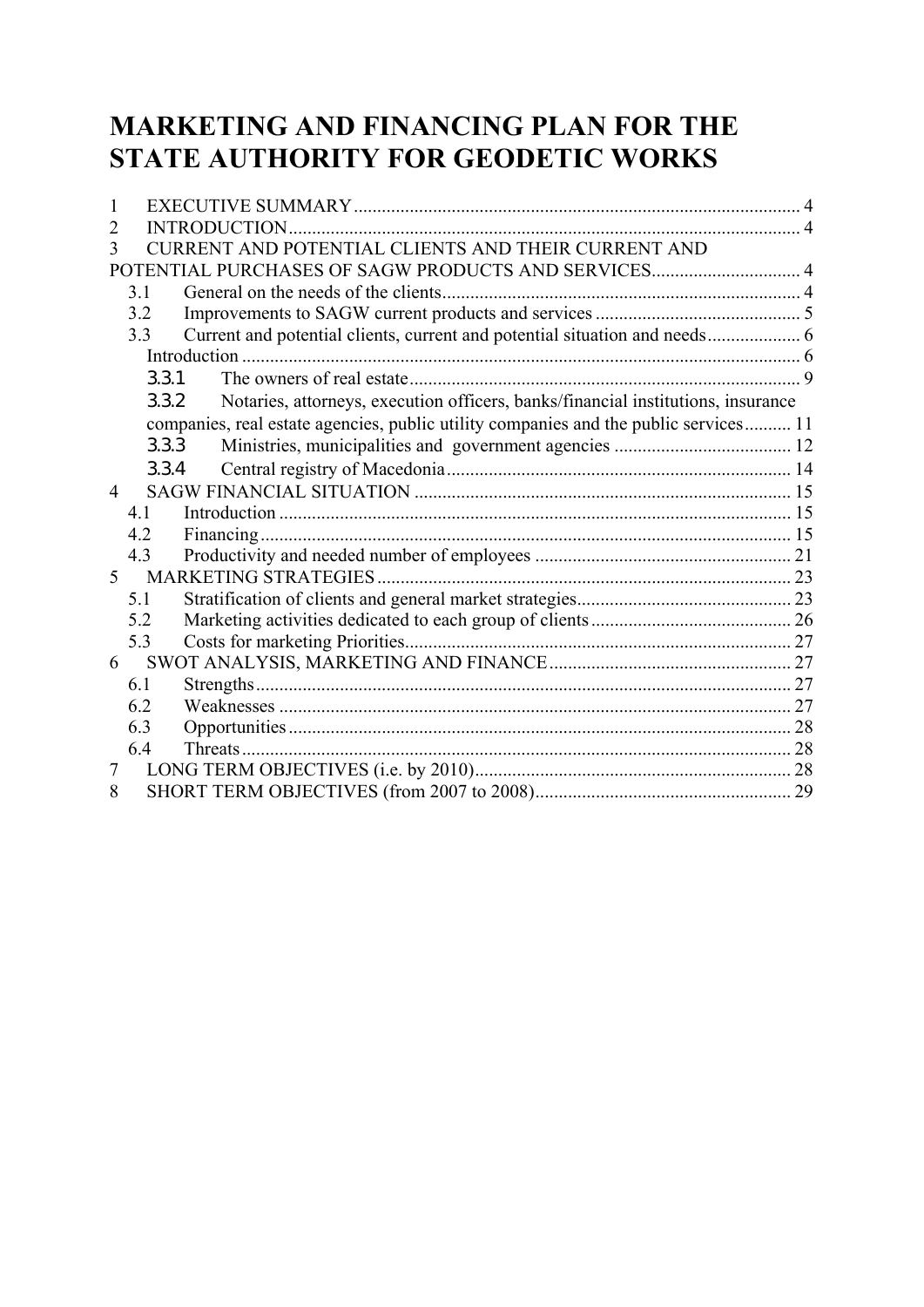# MARKETING AND FINANCING PLAN FOR THE STATE AUTHORITY FOR GEODETIC WORKS

1 EXECUTIVE SUMMARY ..... 4
2 INTRODUCTION ..... 4
3 CURRENT AND POTENTIAL CLIENTS AND THEIR CURRENT AND POTENTIAL PURCHASES OF SAGW PRODUCTS AND SERVICES ..... 4
  3.1 General on the needs of the clients ..... 4
  3.2 Improvements to SAGW current products and services ..... 5
  3.3 Current and potential clients, current and potential situation and needs ..... 6
    Introduction ..... 6
    3.3.1 The owners of real estate ..... 9
    3.3.2 Notaries, attorneys, execution officers, banks/financial institutions, insurance companies, real estate agencies, public utility companies and the public services ..... 11
    3.3.3 Ministries, municipalities and government agencies ..... 12
    3.3.4 Central registry of Macedonia ..... 14
4 SAGW FINANCIAL SITUATION ..... 15
  4.1 Introduction ..... 15
  4.2 Financing ..... 15
  4.3 Productivity and needed number of employees ..... 21
5 MARKETING STRATEGIES ..... 23
  5.1 Stratification of clients and general market strategies ..... 23
  5.2 Marketing activities dedicated to each group of clients ..... 26
  5.3 Costs for marketing Priorities ..... 27
6 SWOT ANALYSIS, MARKETING AND FINANCE ..... 27
  6.1 Strengths ..... 27
  6.2 Weaknesses ..... 27
  6.3 Opportunities ..... 28
  6.4 Threats ..... 28
7 LONG TERM OBJECTIVES (i.e. by 2010) ..... 28
8 SHORT TERM OBJECTIVES (from 2007 to 2008) ..... 29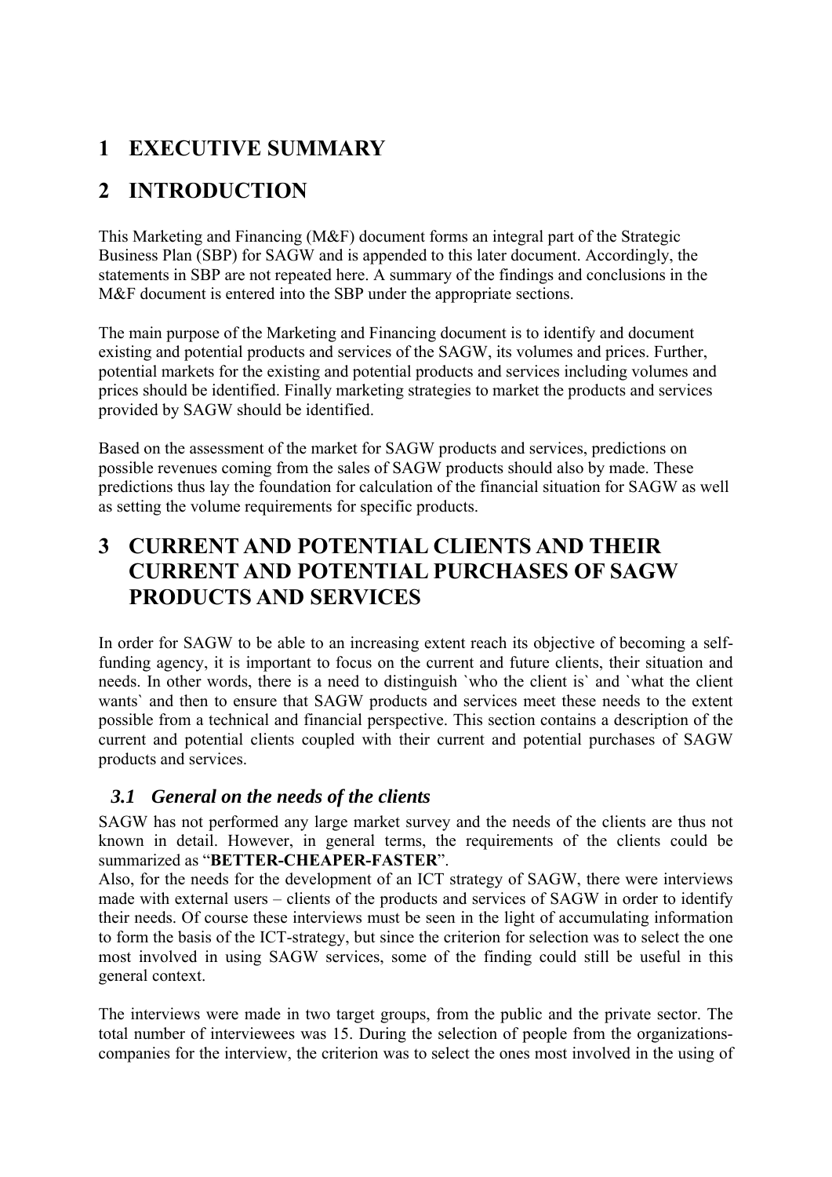# 1 EXECUTIVE SUMMARY

# 2 INTRODUCTION

This Marketing and Financing (M&F) document forms an integral part of the Strategic Business Plan (SBP) for SAGW and is appended to this later document. Accordingly, the statements in SBP are not repeated here. A summary of the findings and conclusions in the M&F document is entered into the SBP under the appropriate sections.

The main purpose of the Marketing and Financing document is to identify and document existing and potential products and services of the SAGW, its volumes and prices. Further, potential markets for the existing and potential products and services including volumes and prices should be identified. Finally marketing strategies to market the products and services provided by SAGW should be identified.

Based on the assessment of the market for SAGW products and services, predictions on possible revenues coming from the sales of SAGW products should also by made. These predictions thus lay the foundation for calculation of the financial situation for SAGW as well as setting the volume requirements for specific products.

# 3 CURRENT AND POTENTIAL CLIENTS AND THEIR CURRENT AND POTENTIAL PURCHASES OF SAGW PRODUCTS AND SERVICES

In order for SAGW to be able to an increasing extent reach its objective of becoming a self-funding agency, it is important to focus on the current and future clients, their situation and needs. In other words, there is a need to distinguish `who the client is` and `what the client wants` and then to ensure that SAGW products and services meet these needs to the extent possible from a technical and financial perspective. This section contains a description of the current and potential clients coupled with their current and potential purchases of SAGW products and services.

## *3.1 General on the needs of the clients*

SAGW has not performed any large market survey and the needs of the clients are thus not known in detail. However, in general terms, the requirements of the clients could be summarized as "**BETTER-CHEAPER-FASTER**".

Also, for the needs for the development of an ICT strategy of SAGW, there were interviews made with external users – clients of the products and services of SAGW in order to identify their needs. Of course these interviews must be seen in the light of accumulating information to form the basis of the ICT-strategy, but since the criterion for selection was to select the one most involved in using SAGW services, some of the finding could still be useful in this general context.

The interviews were made in two target groups, from the public and the private sector. The total number of interviewees was 15. During the selection of people from the organizations-companies for the interview, the criterion was to select the ones most involved in the using of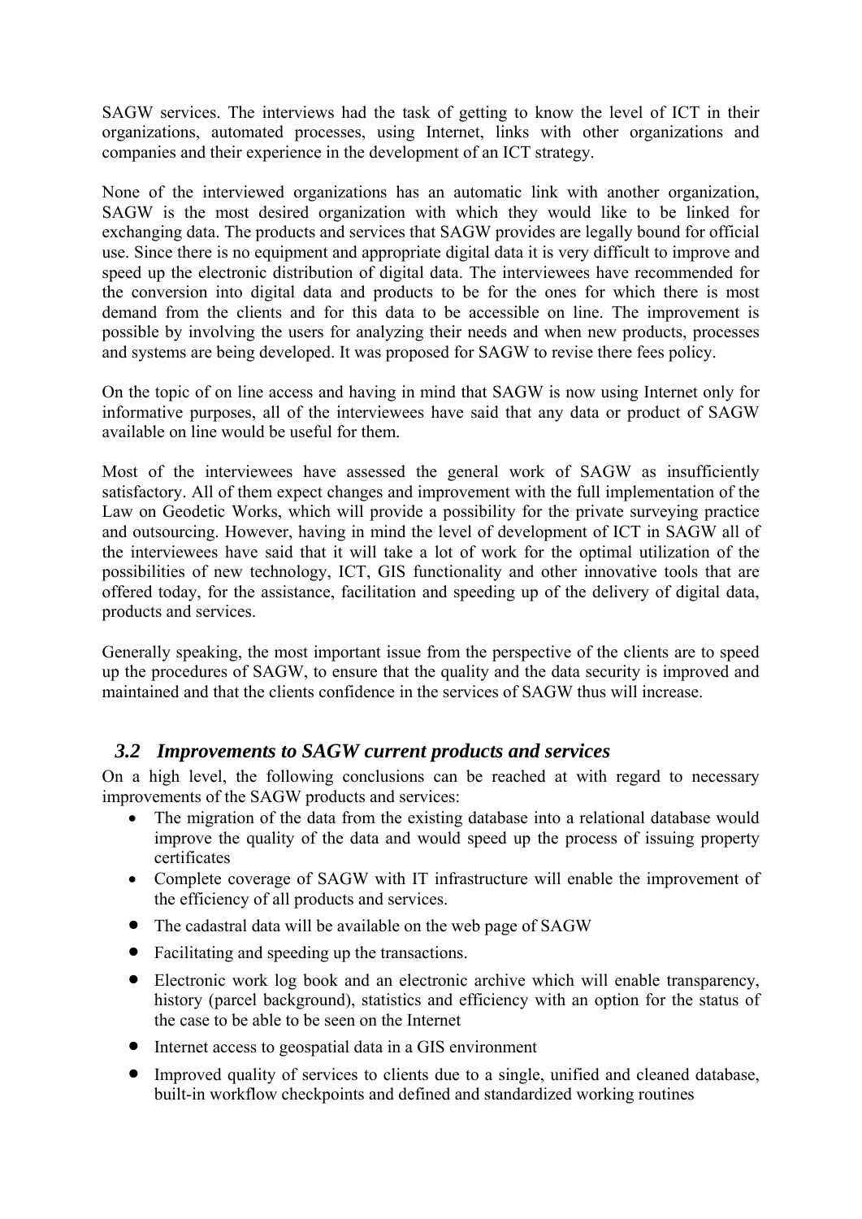SAGW services. The interviews had the task of getting to know the level of ICT in their organizations, automated processes, using Internet, links with other organizations and companies and their experience in the development of an ICT strategy.

None of the interviewed organizations has an automatic link with another organization, SAGW is the most desired organization with which they would like to be linked for exchanging data. The products and services that SAGW provides are legally bound for official use. Since there is no equipment and appropriate digital data it is very difficult to improve and speed up the electronic distribution of digital data. The interviewees have recommended for the conversion into digital data and products to be for the ones for which there is most demand from the clients and for this data to be accessible on line. The improvement is possible by involving the users for analyzing their needs and when new products, processes and systems are being developed. It was proposed for SAGW to revise there fees policy.

On the topic of on line access and having in mind that SAGW is now using Internet only for informative purposes, all of the interviewees have said that any data or product of SAGW available on line would be useful for them.

Most of the interviewees have assessed the general work of SAGW as insufficiently satisfactory. All of them expect changes and improvement with the full implementation of the Law on Geodetic Works, which will provide a possibility for the private surveying practice and outsourcing. However, having in mind the level of development of ICT in SAGW all of the interviewees have said that it will take a lot of work for the optimal utilization of the possibilities of new technology, ICT, GIS functionality and other innovative tools that are offered today, for the assistance, facilitation and speeding up of the delivery of digital data, products and services.

Generally speaking, the most important issue from the perspective of the clients are to speed up the procedures of SAGW, to ensure that the quality and the data security is improved and maintained and that the clients confidence in the services of SAGW thus will increase.

## *3.2 Improvements to SAGW current products and services*

On a high level, the following conclusions can be reached at with regard to necessary improvements of the SAGW products and services:

- The migration of the data from the existing database into a relational database would improve the quality of the data and would speed up the process of issuing property certificates
- Complete coverage of SAGW with IT infrastructure will enable the improvement of the efficiency of all products and services.
- The cadastral data will be available on the web page of SAGW
- Facilitating and speeding up the transactions.
- Electronic work log book and an electronic archive which will enable transparency, history (parcel background), statistics and efficiency with an option for the status of the case to be able to be seen on the Internet
- Internet access to geospatial data in a GIS environment
- Improved quality of services to clients due to a single, unified and cleaned database, built-in workflow checkpoints and defined and standardized working routines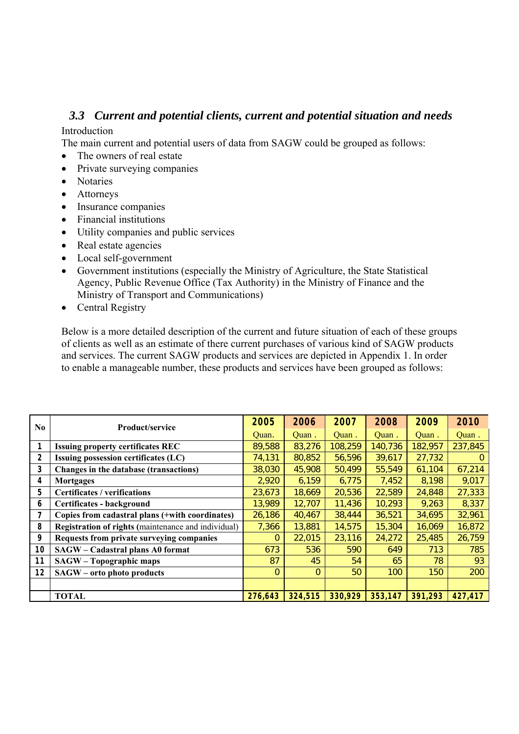### *3.3 Current and potential clients, current and potential situation and needs*

Introduction

The main current and potential users of data from SAGW could be grouped as follows:

- The owners of real estate
- Private surveying companies
- Notaries
- Attorneys
- Insurance companies
- Financial institutions
- Utility companies and public services
- Real estate agencies
- Local self-government
- Government institutions (especially the Ministry of Agriculture, the State Statistical Agency, Public Revenue Office (Tax Authority) in the Ministry of Finance and the Ministry of Transport and Communications)
- Central Registry

Below is a more detailed description of the current and future situation of each of these groups of clients as well as an estimate of there current purchases of various kind of SAGW products and services. The current SAGW products and services are depicted in Appendix 1. In order to enable a manageable number, these products and services have been grouped as follows:

| No | Product/service | 2005 | 2006 | 2007 | 2008 | 2009 | 2010 |
|---|---|---|---|---|---|---|---|
| | | Quan. | Quan . | Quan . | Quan . | Quan . | Quan . |
| 1 | **Issuing property certificates REC** | 89,588 | 83,276 | 108,259 | 140,736 | 182,957 | 237,845 |
| 2 | **Issuing possession certificates (LC)** | 74,131 | 80,852 | 56,596 | 39,617 | 27,732 | 0 |
| 3 | **Changes in the database (transactions)** | 38,030 | 45,908 | 50,499 | 55,549 | 61,104 | 67,214 |
| 4 | **Mortgages** | 2,920 | 6,159 | 6,775 | 7,452 | 8,198 | 9,017 |
| 5 | **Certificates / verifications** | 23,673 | 18,669 | 20,536 | 22,589 | 24,848 | 27,333 |
| 6 | **Certificates - background** | 13,989 | 12,707 | 11,436 | 10,293 | 9,263 | 8,337 |
| 7 | **Copies from cadastral plans (+with coordinates)** | 26,186 | 40,467 | 38,444 | 36,521 | 34,695 | 32,961 |
| 8 | **Registration of rights** (maintenance and individual) | 7,366 | 13,881 | 14,575 | 15,304 | 16,069 | 16,872 |
| 9 | **Requests from private surveying companies** | 0 | 22,015 | 23,116 | 24,272 | 25,485 | 26,759 |
| 10 | **SAGW – Cadastral plans A0 format** | 673 | 536 | 590 | 649 | 713 | 785 |
| 11 | **SAGW – Topographic maps** | 87 | 45 | 54 | 65 | 78 | 93 |
| 12 | **SAGW – orto photo products** | 0 | 0 | 50 | 100 | 150 | 200 |
| | | | | | | | |
| | **TOTAL** | **276,643** | **324,515** | **330,929** | **353,147** | **391,293** | **427,417** |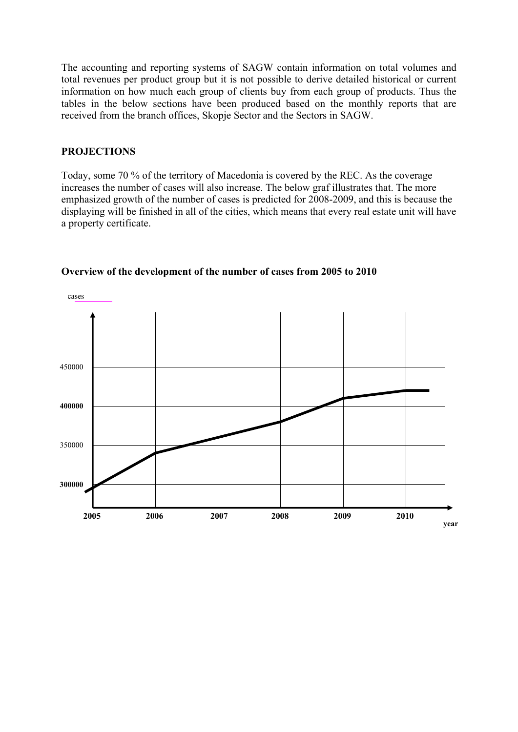The accounting and reporting systems of SAGW contain information on total volumes and total revenues per product group but it is not possible to derive detailed historical or current information on how much each group of clients buy from each group of products. Thus the tables in the below sections have been produced based on the monthly reports that are received from the branch offices, Skopje Sector and the Sectors in SAGW.

**PROJECTIONS**

Today, some 70 % of the territory of Macedonia is covered by the REC. As the coverage increases the number of cases will also increase. The below graf illustrates that. The more emphasized growth of the number of cases is predicted for 2008-2009, and this is because the displaying will be finished in all of the cities, which means that every real estate unit will have a property certificate.

**Overview of the development of the number of cases from 2005 to 2010**

cases

450000

400000

350000

300000

2005 2006 2007 2008 2009 2010

year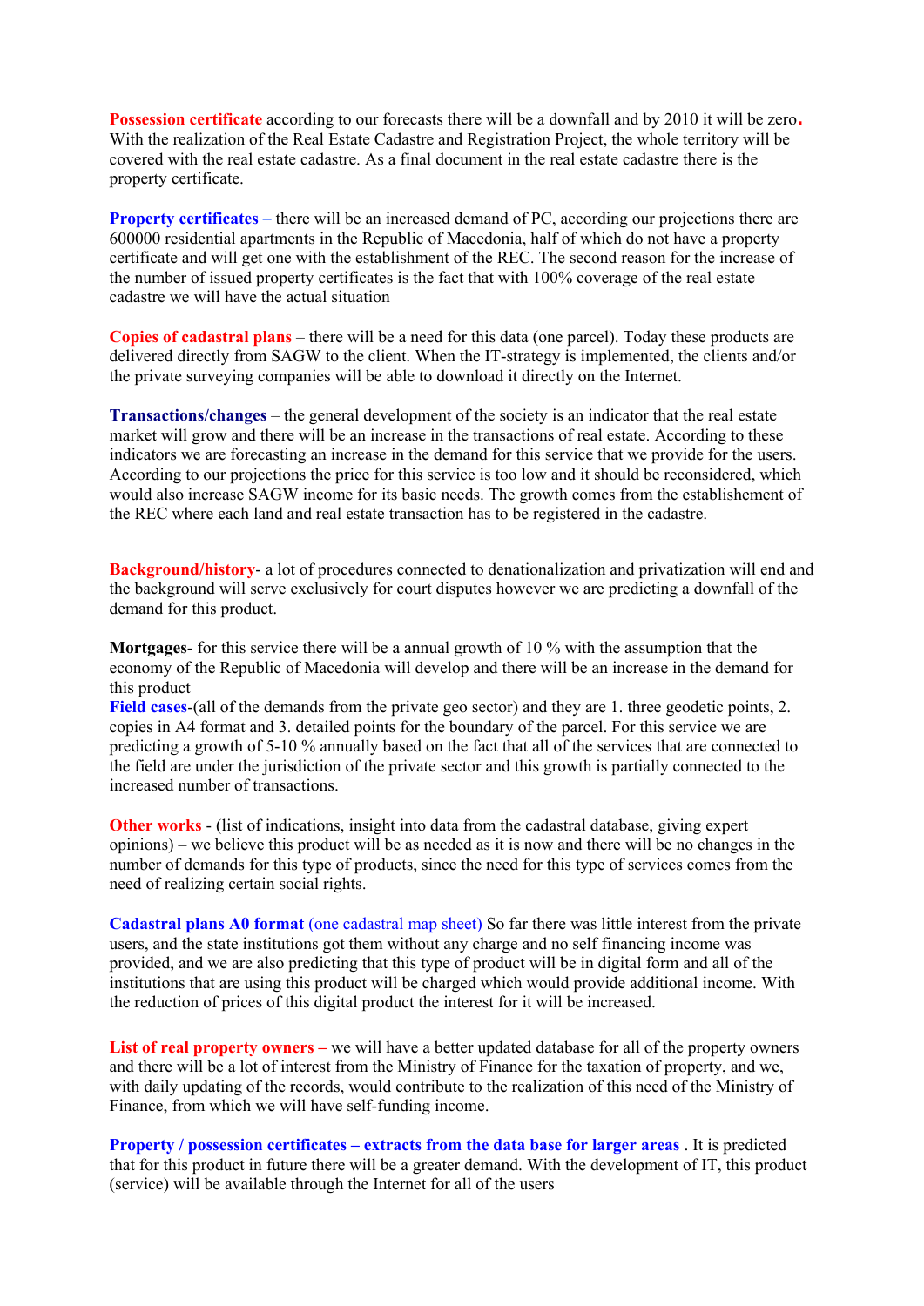**Possession certificate** according to our forecasts there will be a downfall and by 2010 it will be zero. With the realization of the Real Estate Cadastre and Registration Project, the whole territory will be covered with the real estate cadastre. As a final document in the real estate cadastre there is the property certificate.

**Property certificates** – there will be an increased demand of PC, according our projections there are 600000 residential apartments in the Republic of Macedonia, half of which do not have a property certificate and will get one with the establishment of the REC. The second reason for the increase of the number of issued property certificates is the fact that with 100% coverage of the real estate cadastre we will have the actual situation

**Copies of cadastral plans** – there will be a need for this data (one parcel). Today these products are delivered directly from SAGW to the client. When the IT-strategy is implemented, the clients and/or the private surveying companies will be able to download it directly on the Internet.

**Transactions/changes** – the general development of the society is an indicator that the real estate market will grow and there will be an increase in the transactions of real estate. According to these indicators we are forecasting an increase in the demand for this service that we provide for the users. According to our projections the price for this service is too low and it should be reconsidered, which would also increase SAGW income for its basic needs. The growth comes from the establishement of the REC where each land and real estate transaction has to be registered in the cadastre.

**Background/history**- a lot of procedures connected to denationalization and privatization will end and the background will serve exclusively for court disputes however we are predicting a downfall of the demand for this product.

**Mortgages**- for this service there will be a annual growth of 10 % with the assumption that the economy of the Republic of Macedonia will develop and there will be an increase in the demand for this product

**Field cases**-(all of the demands from the private geo sector) and they are 1. three geodetic points, 2. copies in A4 format and 3. detailed points for the boundary of the parcel. For this service we are predicting a growth of 5-10 % annually based on the fact that all of the services that are connected to the field are under the jurisdiction of the private sector and this growth is partially connected to the increased number of transactions.

**Other works** - (list of indications, insight into data from the cadastral database, giving expert opinions) – we believe this product will be as needed as it is now and there will be no changes in the number of demands for this type of products, since the need for this type of services comes from the need of realizing certain social rights.

**Cadastral plans A0 format** (one cadastral map sheet) So far there was little interest from the private users, and the state institutions got them without any charge and no self financing income was provided, and we are also predicting that this type of product will be in digital form and all of the institutions that are using this product will be charged which would provide additional income. With the reduction of prices of this digital product the interest for it will be increased.

**List of real property owners –** we will have a better updated database for all of the property owners and there will be a lot of interest from the Ministry of Finance for the taxation of property, and we, with daily updating of the records, would contribute to the realization of this need of the Ministry of Finance, from which we will have self-funding income.

**Property / possession certificates – extracts from the data base for larger areas** . It is predicted that for this product in future there will be a greater demand. With the development of IT, this product (service) will be available through the Internet for all of the users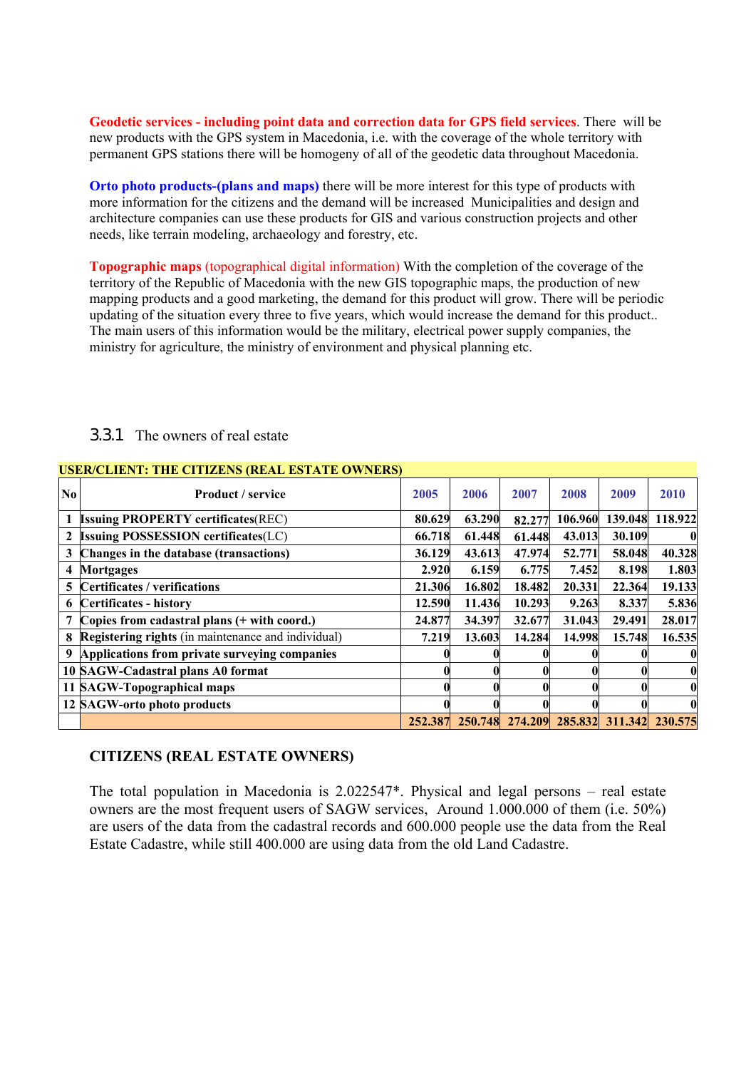**Geodetic services - including point data and correction data for GPS field services**. There will be new products with the GPS system in Macedonia, i.e. with the coverage of the whole territory with permanent GPS stations there will be homogeny of all of the geodetic data throughout Macedonia.

**Orto photo products-(plans and maps)** there will be more interest for this type of products with more information for the citizens and the demand will be increased Municipalities and design and architecture companies can use these products for GIS and various construction projects and other needs, like terrain modeling, archaeology and forestry, etc.

**Topographic maps** (topographical digital information) With the completion of the coverage of the territory of the Republic of Macedonia with the new GIS topographic maps, the production of new mapping products and a good marketing, the demand for this product will grow. There will be periodic updating of the situation every three to five years, which would increase the demand for this product.. The main users of this information would be the military, electrical power supply companies, the ministry for agriculture, the ministry of environment and physical planning etc.

### 3.3.1 The owners of real estate

| USER/CLIENT: THE CITIZENS (REAL ESTATE OWNERS) | | | | | | | |
|---|---|---|---|---|---|---|---|
| **No** | **Product / service** | **2005** | **2006** | **2007** | **2008** | **2009** | **2010** |
| 1 | **Issuing PROPERTY certificates**(REC) | 80.629 | 63.290 | 82.277 | 106.960 | 139.048 | 118.922 |
| 2 | **Issuing POSSESSION certificates**(LC) | 66.718 | 61.448 | 61.448 | 43.013 | 30.109 | 0 |
| 3 | **Changes in the database (transactions)** | 36.129 | 43.613 | 47.974 | 52.771 | 58.048 | 40.328 |
| 4 | **Mortgages** | 2.920 | 6.159 | 6.775 | 7.452 | 8.198 | 1.803 |
| 5 | **Certificates / verifications** | 21.306 | 16.802 | 18.482 | 20.331 | 22.364 | 19.133 |
| 6 | **Certificates - history** | 12.590 | 11.436 | 10.293 | 9.263 | 8.337 | 5.836 |
| 7 | **Copies from cadastral plans (+ with coord.)** | 24.877 | 34.397 | 32.677 | 31.043 | 29.491 | 28.017 |
| 8 | **Registering rights** (in maintenance and individual) | 7.219 | 13.603 | 14.284 | 14.998 | 15.748 | 16.535 |
| 9 | **Applications from private surveying companies** | 0 | 0 | 0 | 0 | 0 | 0 |
| 10 | **SAGW-Cadastral plans A0 format** | 0 | 0 | 0 | 0 | 0 | 0 |
| 11 | **SAGW-Topographical maps** | 0 | 0 | 0 | 0 | 0 | 0 |
| 12 | **SAGW-orto photo products** | 0 | 0 | 0 | 0 | 0 | 0 |
| | | 252.387 | 250.748 | 274.209 | 285.832 | 311.342 | 230.575 |

**CITIZENS (REAL ESTATE OWNERS)**

The total population in Macedonia is 2.022547*. Physical and legal persons – real estate owners are the most frequent users of SAGW services, Around 1.000.000 of them (i.e. 50%) are users of the data from the cadastral records and 600.000 people use the data from the Real Estate Cadastre, while still 400.000 are using data from the old Land Cadastre.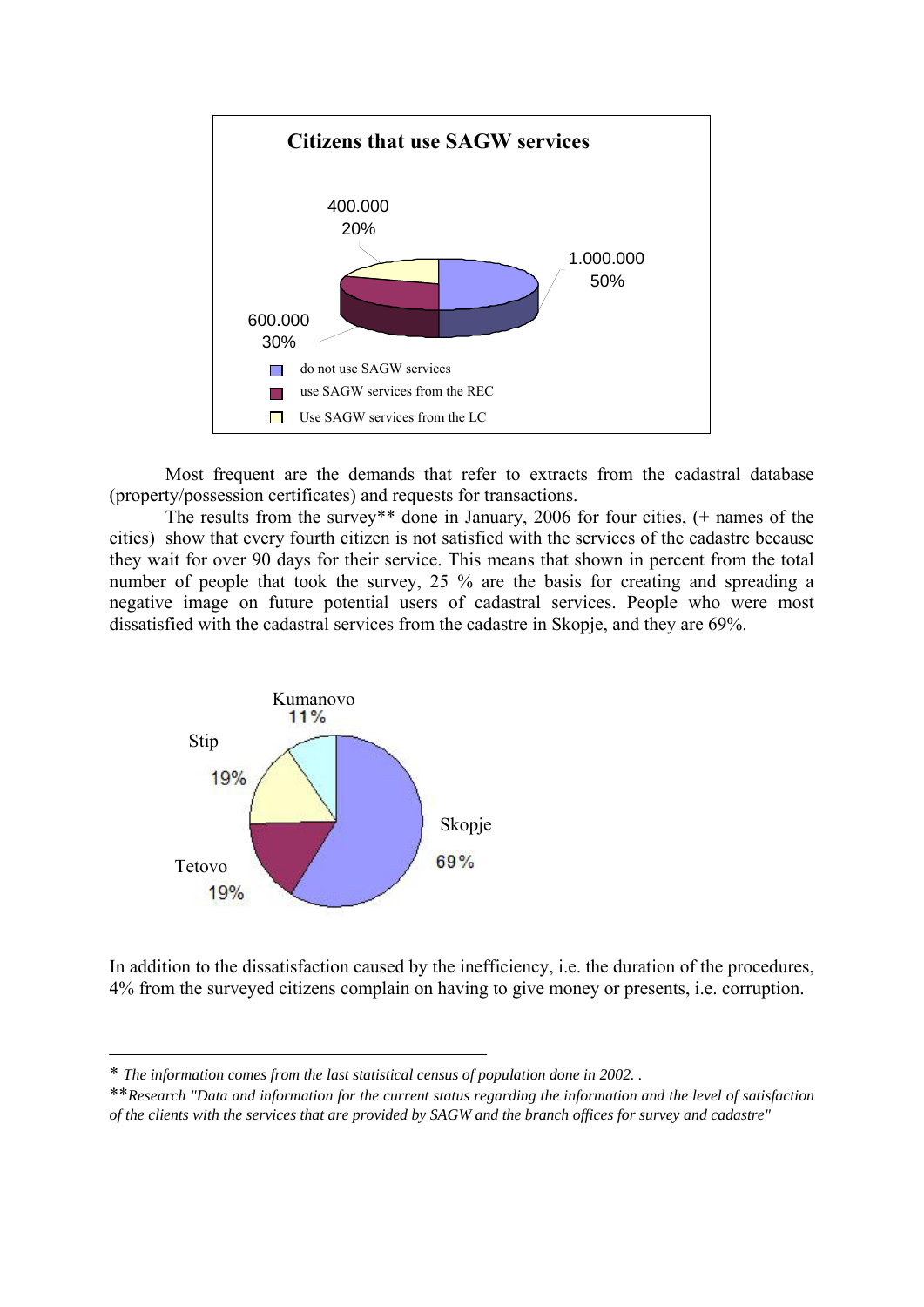**Citizens that use SAGW services**

400.000
20%

1.000.000
50%

600.000
30%

- do not use SAGW services
- use SAGW services from the REC
- Use SAGW services from the LC

Most frequent are the demands that refer to extracts from the cadastral database (property/possession certificates) and requests for transactions.

The results from the survey** done in January, 2006 for four cities, (+ names of the cities) show that every fourth citizen is not satisfied with the services of the cadastre because they wait for over 90 days for their service. This means that shown in percent from the total number of people that took the survey, 25 % are the basis for creating and spreading a negative image on future potential users of cadastral services. People who were most dissatisfied with the cadastral services from the cadastre in Skopje, and they are 69%.

Kumanovo 11%

Stip 19%

Skopje 69%

Tetovo 19%

In addition to the dissatisfaction caused by the inefficiency, i.e. the duration of the procedures, 4% from the surveyed citizens complain on having to give money or presents, i.e. corruption.

---

\* *The information comes from the last statistical census of population done in 2002. .*

\*\**Research "Data and information for the current status regarding the information and the level of satisfaction of the clients with the services that are provided by SAGW and the branch offices for survey and cadastre"*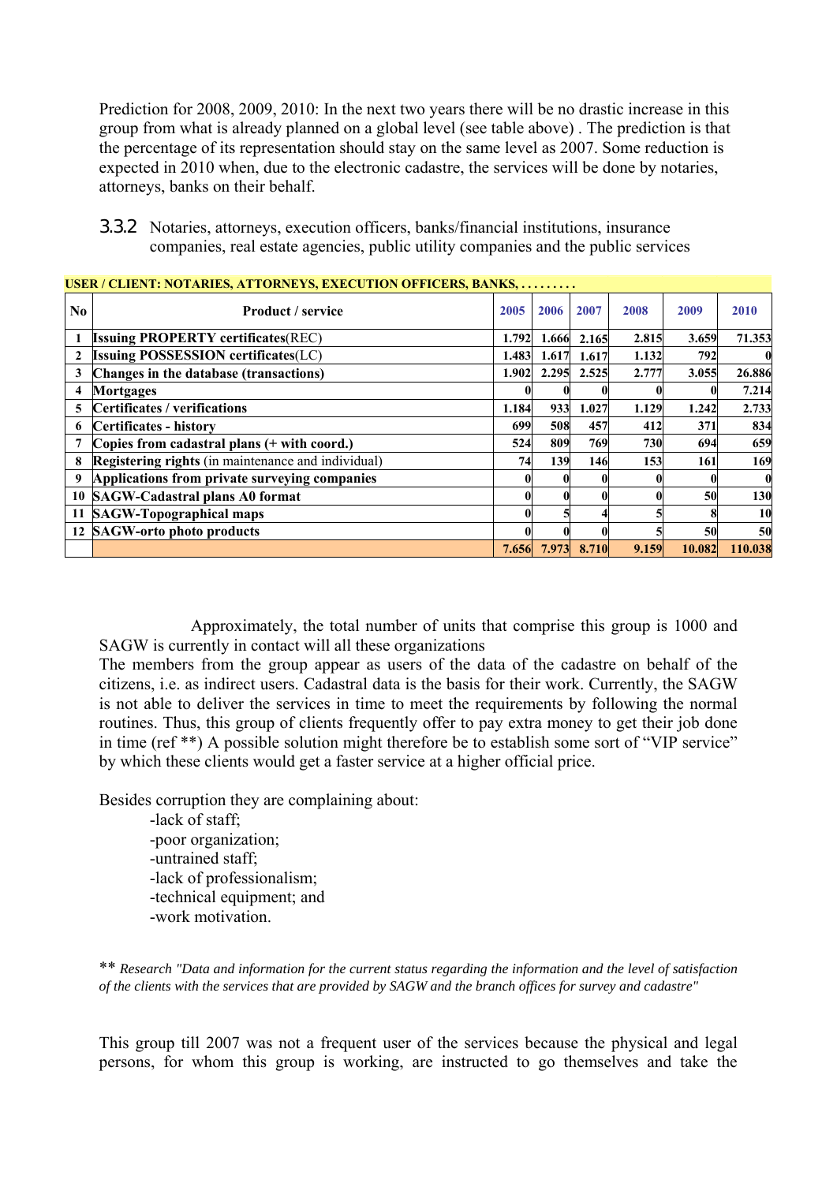Prediction for 2008, 2009, 2010: In the next two years there will be no drastic increase in this group from what is already planned on a global level (see table above) . The prediction is that the percentage of its representation should stay on the same level as 2007. Some reduction is expected in 2010 when, due to the electronic cadastre, the services will be done by notaries, attorneys, banks on their behalf.

### 3.3.2 Notaries, attorneys, execution officers, banks/financial institutions, insurance companies, real estate agencies, public utility companies and the public services

**USER / CLIENT: NOTARIES, ATTORNEYS, EXECUTION OFFICERS, BANKS, . . . . . . . . .**

| No | Product / service | 2005 | 2006 | 2007 | 2008 | 2009 | 2010 |
|---|---|---|---|---|---|---|---|
| 1 | **Issuing PROPERTY certificates**(REC) | 1.792 | 1.666 | 2.165 | 2.815 | 3.659 | 71.353 |
| 2 | **Issuing POSSESSION certificates**(LC) | 1.483 | 1.617 | 1.617 | 1.132 | 792 | 0 |
| 3 | **Changes in the database (transactions)** | 1.902 | 2.295 | 2.525 | 2.777 | 3.055 | 26.886 |
| 4 | **Mortgages** | 0 | 0 | 0 | 0 | 0 | 7.214 |
| 5 | **Certificates / verifications** | 1.184 | 933 | 1.027 | 1.129 | 1.242 | 2.733 |
| 6 | **Certificates - history** | 699 | 508 | 457 | 412 | 371 | 834 |
| 7 | **Copies from cadastral plans (+ with coord.)** | 524 | 809 | 769 | 730 | 694 | 659 |
| 8 | **Registering rights** (in maintenance and individual) | 74 | 139 | 146 | 153 | 161 | 169 |
| 9 | **Applications from private surveying companies** | 0 | 0 | 0 | 0 | 0 | 0 |
| 10 | **SAGW-Cadastral plans A0 format** | 0 | 0 | 0 | 0 | 50 | 130 |
| 11 | **SAGW-Topographical maps** | 0 | 5 | 4 | 5 | 8 | 10 |
| 12 | **SAGW-orto photo products** | 0 | 0 | 0 | 5 | 50 | 50 |
| | | 7.656 | 7.973 | 8.710 | 9.159 | 10.082 | 110.038 |

Approximately, the total number of units that comprise this group is 1000 and SAGW is currently in contact will all these organizations

The members from the group appear as users of the data of the cadastre on behalf of the citizens, i.e. as indirect users. Cadastral data is the basis for their work. Currently, the SAGW is not able to deliver the services in time to meet the requirements by following the normal routines. Thus, this group of clients frequently offer to pay extra money to get their job done in time (ref **) A possible solution might therefore be to establish some sort of "VIP service" by which these clients would get a faster service at a higher official price.

Besides corruption they are complaining about:

- -lack of staff;
- -poor organization;
- -untrained staff;
- -lack of professionalism;
- -technical equipment; and
- -work motivation.

** *Research "Data and information for the current status regarding the information and the level of satisfaction of the clients with the services that are provided by SAGW and the branch offices for survey and cadastre"*

This group till 2007 was not a frequent user of the services because the physical and legal persons, for whom this group is working, are instructed to go themselves and take the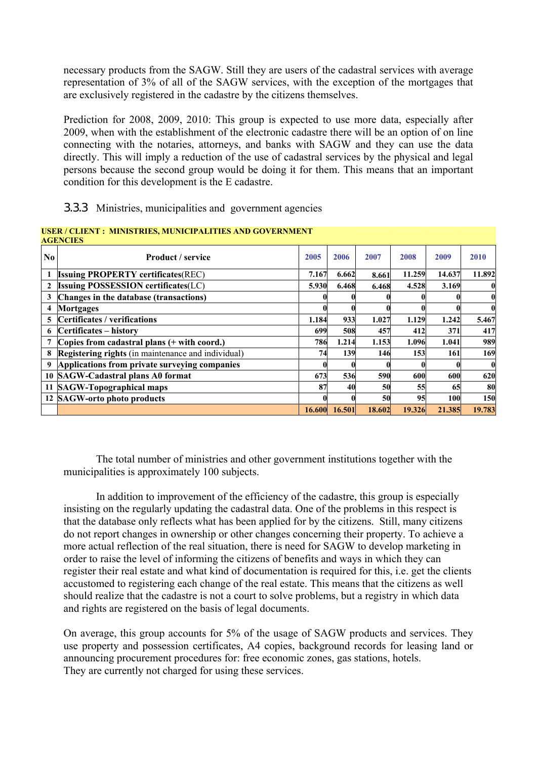necessary products from the SAGW. Still they are users of the cadastral services with average representation of 3% of all of the SAGW services, with the exception of the mortgages that are exclusively registered in the cadastre by the citizens themselves.

Prediction for 2008, 2009, 2010: This group is expected to use more data, especially after 2009, when with the establishment of the electronic cadastre there will be an option of on line connecting with the notaries, attorneys, and banks with SAGW and they can use the data directly. This will imply a reduction of the use of cadastral services by the physical and legal persons because the second group would be doing it for them. This means that an important condition for this development is the E cadastre.

### 3.3.3 Ministries, municipalities and government agencies

**USER / CLIENT : MINISTRIES, MUNICIPALITIES AND GOVERNMENT AGENCIES**

| No | Product / service | 2005 | 2006 | 2007 | 2008 | 2009 | 2010 |
|---|---|---|---|---|---|---|---|
| 1 | **Issuing PROPERTY certificates**(REC) | 7.167 | 6.662 | 8.661 | 11.259 | 14.637 | 11.892 |
| 2 | **Issuing POSSESSION certificates**(LC) | 5.930 | 6.468 | 6.468 | 4.528 | 3.169 | 0 |
| 3 | **Changes in the database (transactions)** | 0 | 0 | 0 | 0 | 0 | 0 |
| 4 | **Mortgages** | 0 | 0 | 0 | 0 | 0 | 0 |
| 5 | **Certificates / verifications** | 1.184 | 933 | 1.027 | 1.129 | 1.242 | 5.467 |
| 6 | **Certificates – history** | 699 | 508 | 457 | 412 | 371 | 417 |
| 7 | **Copies from cadastral plans (+ with coord.)** | 786 | 1.214 | 1.153 | 1.096 | 1.041 | 989 |
| 8 | **Registering rights** (in maintenance and individual) | 74 | 139 | 146 | 153 | 161 | 169 |
| 9 | **Applications from private surveying companies** | 0 | 0 | 0 | 0 | 0 | 0 |
| 10 | **SAGW-Cadastral plans A0 format** | 673 | 536 | 590 | 600 | 600 | 620 |
| 11 | **SAGW-Topographical maps** | 87 | 40 | 50 | 55 | 65 | 80 |
| 12 | **SAGW-orto photo products** | 0 | 0 | 50 | 95 | 100 | 150 |
| | | **16.600** | **16.501** | **18.602** | **19.326** | **21.385** | **19.783** |

The total number of ministries and other government institutions together with the municipalities is approximately 100 subjects.

In addition to improvement of the efficiency of the cadastre, this group is especially insisting on the regularly updating the cadastral data. One of the problems in this respect is that the database only reflects what has been applied for by the citizens. Still, many citizens do not report changes in ownership or other changes concerning their property. To achieve a more actual reflection of the real situation, there is need for SAGW to develop marketing in order to raise the level of informing the citizens of benefits and ways in which they can register their real estate and what kind of documentation is required for this, i.e. get the clients accustomed to registering each change of the real estate. This means that the citizens as well should realize that the cadastre is not a court to solve problems, but a registry in which data and rights are registered on the basis of legal documents.

On average, this group accounts for 5% of the usage of SAGW products and services. They use property and possession certificates, A4 copies, background records for leasing land or announcing procurement procedures for: free economic zones, gas stations, hotels.
They are currently not charged for using these services.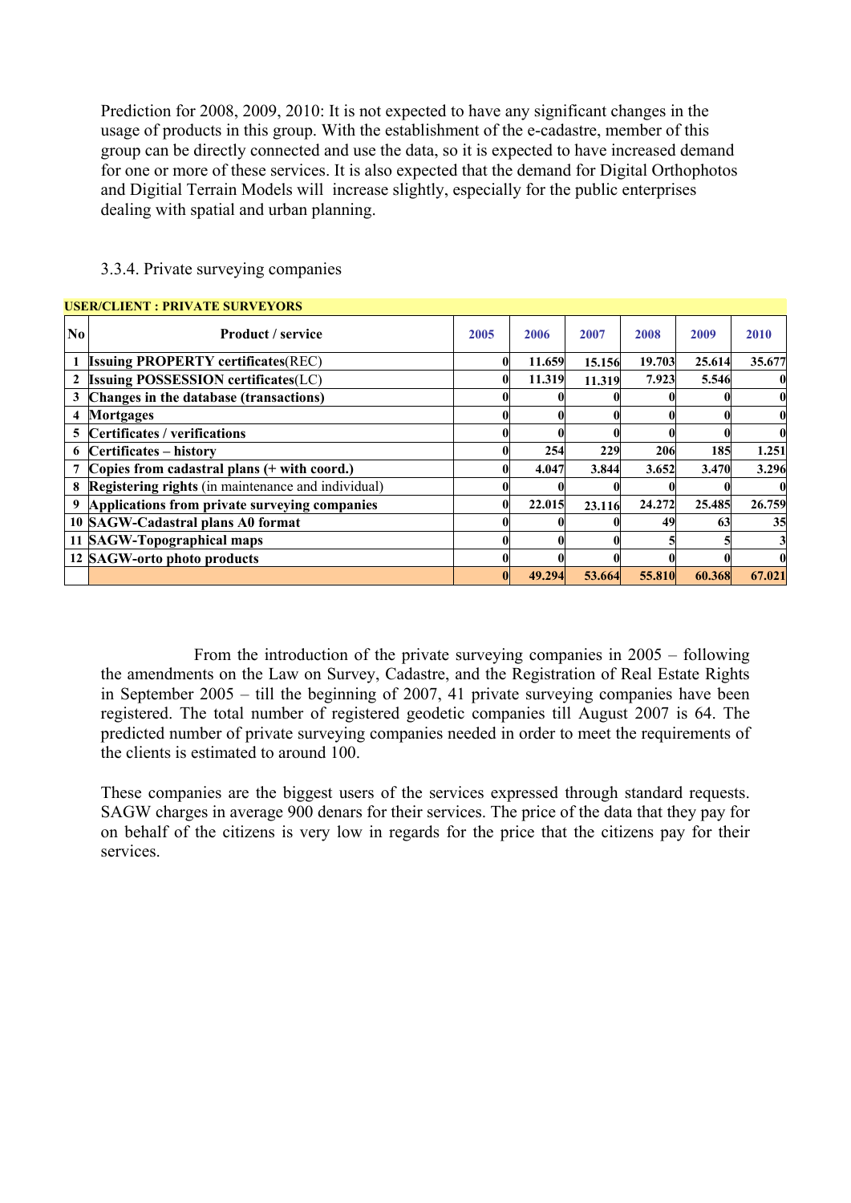Prediction for 2008, 2009, 2010: It is not expected to have any significant changes in the usage of products in this group. With the establishment of the e-cadastre, member of this group can be directly connected and use the data, so it is expected to have increased demand for one or more of these services. It is also expected that the demand for Digital Orthophotos and Digitial Terrain Models will increase slightly, especially for the public enterprises dealing with spatial and urban planning.

3.3.4. Private surveying companies

**USER/CLIENT : PRIVATE SURVEYORS**

| No | Product / service | 2005 | 2006 | 2007 | 2008 | 2009 | 2010 |
|---|---|---|---|---|---|---|---|
| 1 | **Issuing PROPERTY certificates**(REC) | 0 | 11.659 | 15.156 | 19.703 | 25.614 | 35.677 |
| 2 | **Issuing POSSESSION certificates**(LC) | 0 | 11.319 | 11.319 | 7.923 | 5.546 | 0 |
| 3 | **Changes in the database (transactions)** | 0 | 0 | 0 | 0 | 0 | 0 |
| 4 | **Mortgages** | 0 | 0 | 0 | 0 | 0 | 0 |
| 5 | **Certificates / verifications** | 0 | 0 | 0 | 0 | 0 | 0 |
| 6 | **Certificates – history** | 0 | 254 | 229 | 206 | 185 | 1.251 |
| 7 | **Copies from cadastral plans (+ with coord.)** | 0 | 4.047 | 3.844 | 3.652 | 3.470 | 3.296 |
| 8 | **Registering rights** (in maintenance and individual) | 0 | 0 | 0 | 0 | 0 | 0 |
| 9 | **Applications from private surveying companies** | 0 | 22.015 | 23.116 | 24.272 | 25.485 | 26.759 |
| 10 | **SAGW-Cadastral plans A0 format** | 0 | 0 | 0 | 49 | 63 | 35 |
| 11 | **SAGW-Topographical maps** | 0 | 0 | 0 | 5 | 5 | 3 |
| 12 | **SAGW-orto photo products** | 0 | 0 | 0 | 0 | 0 | 0 |
| | | 0 | 49.294 | 53.664 | 55.810 | 60.368 | 67.021 |

From the introduction of the private surveying companies in 2005 – following the amendments on the Law on Survey, Cadastre, and the Registration of Real Estate Rights in September 2005 – till the beginning of 2007, 41 private surveying companies have been registered. The total number of registered geodetic companies till August 2007 is 64. The predicted number of private surveying companies needed in order to meet the requirements of the clients is estimated to around 100.

These companies are the biggest users of the services expressed through standard requests. SAGW charges in average 900 denars for their services. The price of the data that they pay for on behalf of the citizens is very low in regards for the price that the citizens pay for their services.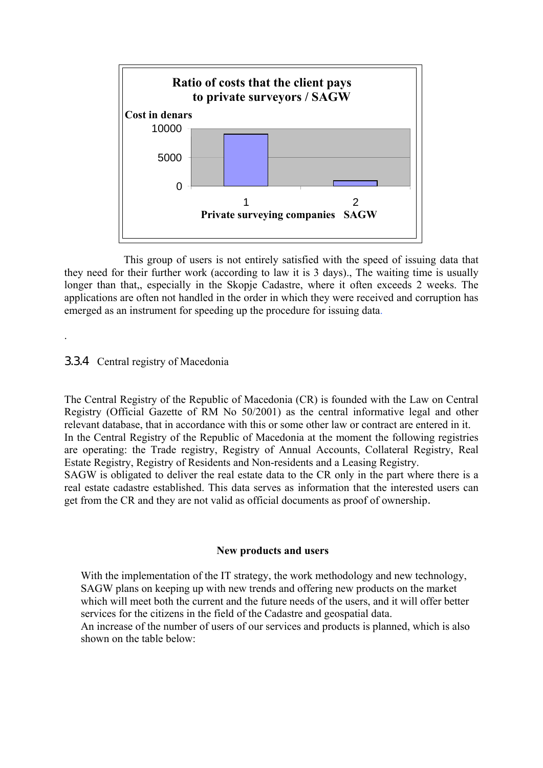**Ratio of costs that the client pays to private surveyors / SAGW**

Cost in denars

| | Private surveying companies (1) | SAGW (2) |
|---|---|---|
| Cost in denars | ~9000 | ~1000 |

This group of users is not entirely satisfied with the speed of issuing data that they need for their further work (according to law it is 3 days)., The waiting time is usually longer than that,, especially in the Skopje Cadastre, where it often exceeds 2 weeks. The applications are often not handled in the order in which they were received and corruption has emerged as an instrument for speeding up the procedure for issuing data.

.

### 3.3.4 Central registry of Macedonia

The Central Registry of the Republic of Macedonia (CR) is founded with the Law on Central Registry (Official Gazette of RM No 50/2001) as the central informative legal and other relevant database, that in accordance with this or some other law or contract are entered in it.
In the Central Registry of the Republic of Macedonia at the moment the following registries are operating: the Trade registry, Registry of Annual Accounts, Collateral Registry, Real Estate Registry, Registry of Residents and Non-residents and a Leasing Registry.
SAGW is obligated to deliver the real estate data to the CR only in the part where there is a real estate cadastre established. This data serves as information that the interested users can get from the CR and they are not valid as official documents as proof of ownership.

**New products and users**

With the implementation of the IT strategy, the work methodology and new technology, SAGW plans on keeping up with new trends and offering new products on the market which will meet both the current and the future needs of the users, and it will offer better services for the citizens in the field of the Cadastre and geospatial data.
An increase of the number of users of our services and products is planned, which is also shown on the table below: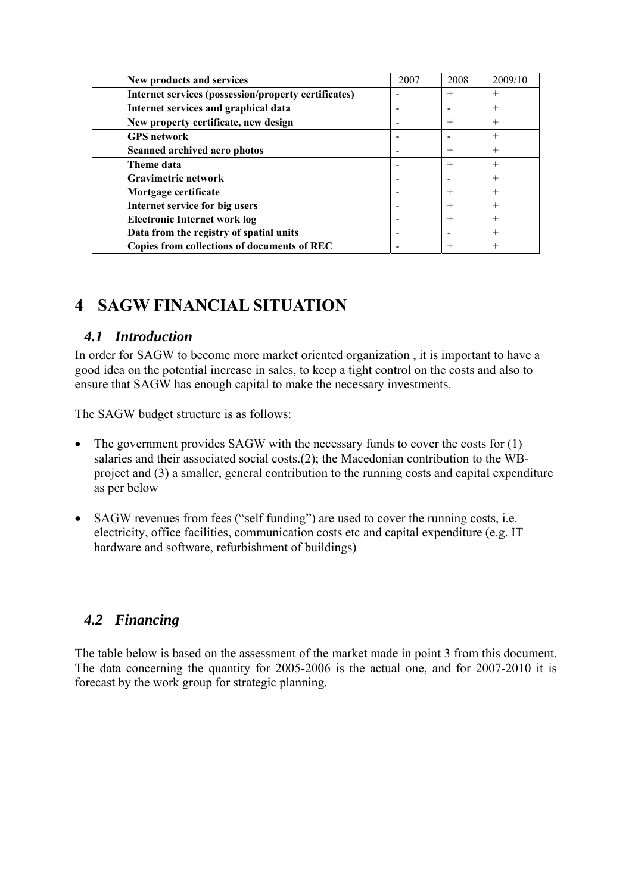| | New products and services | 2007 | 2008 | 2009/10 |
|---|---|---|---|---|
| | Internet services (possession/property certificates) | - | + | + |
| | Internet services and graphical data | - | - | + |
| | New property certificate, new design | - | + | + |
| | GPS network | - | - | + |
| | Scanned archived aero photos | - | + | + |
| | Theme data | - | + | + |
| | Gravimetric network | - | - | + |
| | Mortgage certificate | - | + | + |
| | Internet service for big users | - | + | + |
| | Electronic Internet work log | - | + | + |
| | Data from the registry of spatial units | - | - | + |
| | Copies from collections of documents of REC | - | + | + |

# 4 SAGW FINANCIAL SITUATION

## 4.1 Introduction

In order for SAGW to become more market oriented organization , it is important to have a good idea on the potential increase in sales, to keep a tight control on the costs and also to ensure that SAGW has enough capital to make the necessary investments.

The SAGW budget structure is as follows:

- The government provides SAGW with the necessary funds to cover the costs for (1) salaries and their associated social costs.(2); the Macedonian contribution to the WB-project and (3) a smaller, general contribution to the running costs and capital expenditure as per below
- SAGW revenues from fees ("self funding") are used to cover the running costs, i.e. electricity, office facilities, communication costs etc and capital expenditure (e.g. IT hardware and software, refurbishment of buildings)

## 4.2 Financing

The table below is based on the assessment of the market made in point 3 from this document. The data concerning the quantity for 2005-2006 is the actual one, and for 2007-2010 it is forecast by the work group for strategic planning.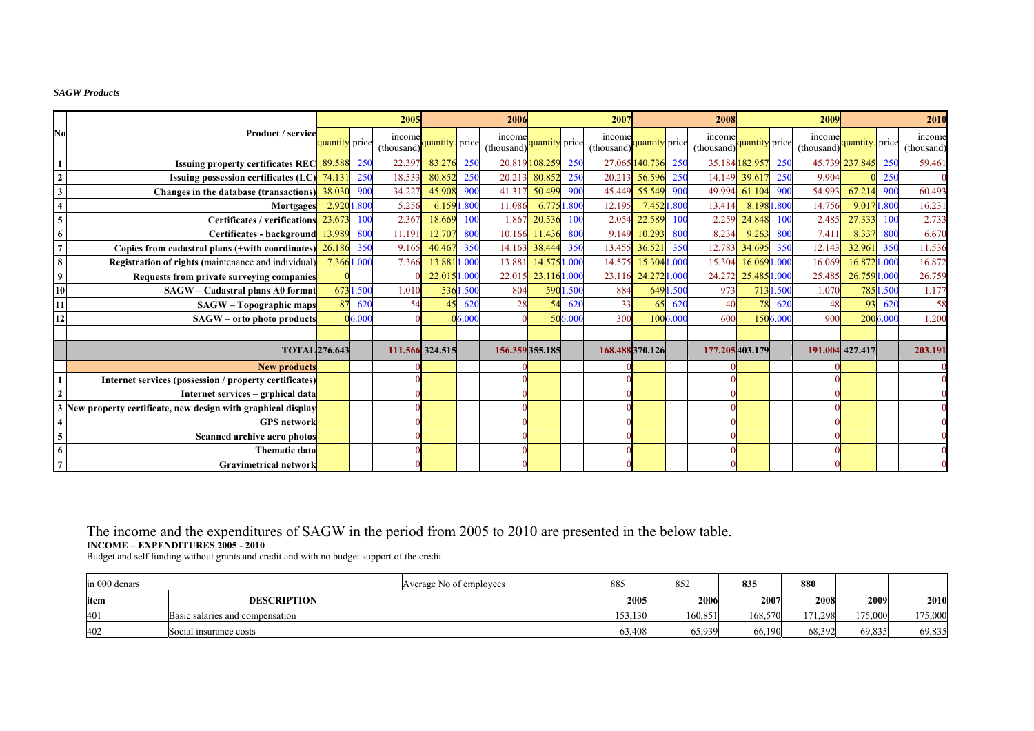*SAGW Products*

| No | Product / service | 2005 quantity | price | income (thousand) | 2006 quantity | price | income (thousand) | 2007 quantity | price | income (thousand) | 2008 quantity | price | income (thousand) | 2009 quantity | price | income (thousand) | 2010 quantity | price | income (thousand) |
|---|---|---|---|---|---|---|---|---|---|---|---|---|---|---|---|---|---|---|---|
| 1 | Issuing property certificates REC | 89.588 | 250 | 22.397 | 83.276 | 250 | 20.819 | 108.259 | 250 | 27.065 | 140.736 | 250 | 35.184 | 182.957 | 250 | 45.739 | 237.845 | 250 | 59.461 |
| 2 | Issuing possession certificates (LC) | 74.131 | 250 | 18.533 | 80.852 | 250 | 20.213 | 80.852 | 250 | 20.213 | 56.596 | 250 | 14.149 | 39.617 | 250 | 9.904 | 0 | 250 | 0 |
| 3 | Changes in the database (transactions) | 38.030 | 900 | 34.227 | 45.908 | 900 | 41.317 | 50.499 | 900 | 45.449 | 55.549 | 900 | 49.994 | 61.104 | 900 | 54.993 | 67.214 | 900 | 60.493 |
| 4 | Mortgages | 2.920 | 1.800 | 5.256 | 6.159 | 1.800 | 11.086 | 6.775 | 1.800 | 12.195 | 7.452 | 1.800 | 13.414 | 8.198 | 1.800 | 14.756 | 9.017 | 1.800 | 16.231 |
| 5 | Certificates / verifications | 23.673 | 100 | 2.367 | 18.669 | 100 | 1.867 | 20.536 | 100 | 2.054 | 22.589 | 100 | 2.259 | 24.848 | 100 | 2.485 | 27.333 | 100 | 2.733 |
| 6 | Certificates - background | 13.989 | 800 | 11.191 | 12.707 | 800 | 10.166 | 11.436 | 800 | 9.149 | 10.293 | 800 | 8.234 | 9.263 | 800 | 7.411 | 8.337 | 800 | 6.670 |
| 7 | Copies from cadastral plans (+with coordinates) | 26.186 | 350 | 9.165 | 40.467 | 350 | 14.163 | 38.444 | 350 | 13.455 | 36.521 | 350 | 12.783 | 34.695 | 350 | 12.143 | 32.961 | 350 | 11.536 |
| 8 | Registration of rights (maintenance and individual) | 7.366 | 1.000 | 7.366 | 13.881 | 1.000 | 13.881 | 14.575 | 1.000 | 14.575 | 15.304 | 1.000 | 15.304 | 16.069 | 1.000 | 16.069 | 16.872 | 1.000 | 16.872 |
| 9 | Requests from private surveying companies | 0 | | 0 | 22.015 | 1.000 | 22.015 | 23.116 | 1.000 | 23.116 | 24.272 | 1.000 | 24.272 | 25.485 | 1.000 | 25.485 | 26.759 | 1.000 | 26.759 |
| 10 | SAGW – Cadastral plans A0 format | 673 | 1.500 | 1.010 | 536 | 1.500 | 804 | 590 | 1.500 | 884 | 649 | 1.500 | 973 | 713 | 1.500 | 1.070 | 785 | 1.500 | 1.177 |
| 11 | SAGW – Topographic maps | 87 | 620 | 54 | 45 | 620 | 28 | 54 | 620 | 33 | 65 | 620 | 40 | 78 | 620 | 48 | 93 | 620 | 58 |
| 12 | SAGW – orto photo products | 0 | 6.000 | 0 | 0 | 6.000 | 0 | 50 | 6.000 | 300 | 100 | 6.000 | 600 | 150 | 6.000 | 900 | 200 | 6.000 | 1.200 |
| | | | | | | | | | | | | | | | | | | | |
| | TOTAL | 276.643 | | 111.566 | 324.515 | | 156.359 | 355.185 | | 168.488 | 370.126 | | 177.205 | 403.179 | | 191.004 | 427.417 | | 203.191 |
| | New products | | | 0 | | | 0 | | | 0 | | | 0 | | | 0 | | | 0 |
| 1 | Internet services (possession / property certificates) | | | 0 | | | 0 | | | 0 | | | 0 | | | 0 | | | 0 |
| 2 | Internet services – grphical data | | | 0 | | | 0 | | | 0 | | | 0 | | | 0 | | | 0 |
| 3 | New property certificate, new design with graphical display | | | 0 | | | 0 | | | 0 | | | 0 | | | 0 | | | 0 |
| 4 | GPS network | | | 0 | | | 0 | | | 0 | | | 0 | | | 0 | | | 0 |
| 5 | Scanned archive aero photos | | | 0 | | | 0 | | | 0 | | | 0 | | | 0 | | | 0 |
| 6 | Thematic data | | | 0 | | | 0 | | | 0 | | | 0 | | | 0 | | | 0 |
| 7 | Gravimetrical network | | | 0 | | | 0 | | | 0 | | | 0 | | | 0 | | | 0 |

The income and the expenditures of SAGW in the period from 2005 to 2010 are presented in the below table.

**INCOME – EXPENDITURES 2005 - 2010**

Budget and self funding without grants and credit and with no budget support of the credit

| in 000 denars | Average No of employees | 885 | 852 | 835 | 880 | | |
|---|---|---|---|---|---|---|---|
| **item** | **DESCRIPTION** | **2005** | **2006** | **2007** | **2008** | **2009** | **2010** |
| 401 | Basic salaries and compensation | 153,130 | 160,851 | 168,570 | 171,298 | 175,000 | 175,000 |
| 402 | Social insurance costs | 63,408 | 65,939 | 66,190 | 68,392 | 69,835 | 69,835 |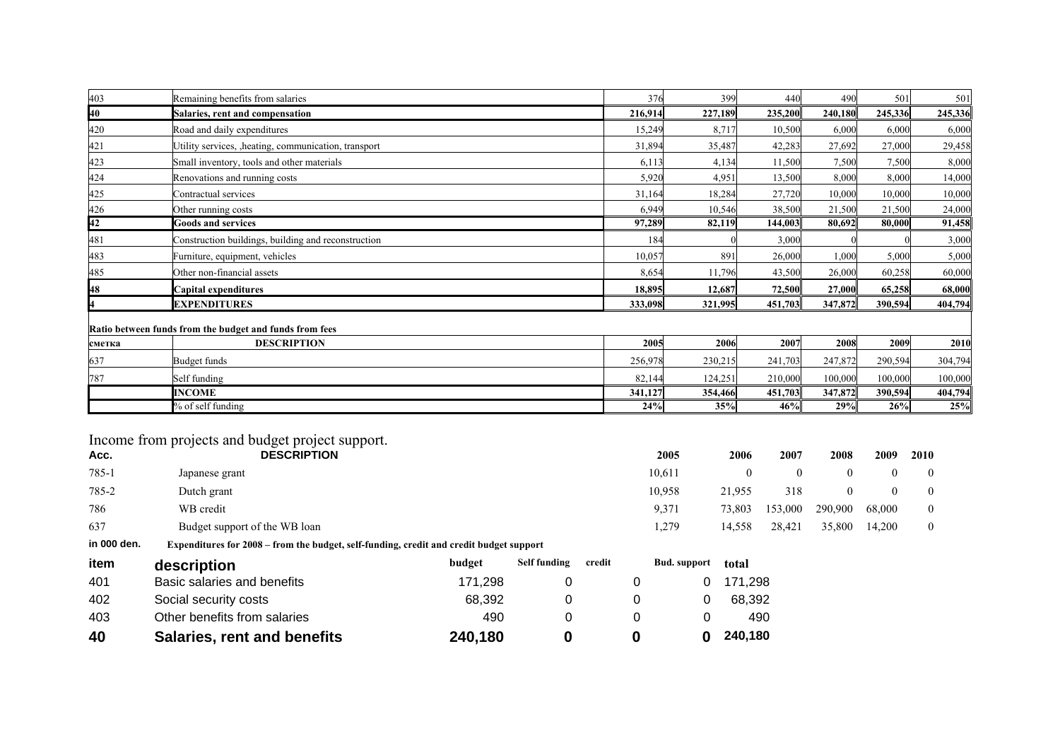| | | | | | | | |
|---|---|---|---|---|---|---|---|
| 403 | Remaining benefits from salaries | 376 | 399 | 440 | 490 | 501 | 501 |
| **40** | **Salaries, rent and compensation** | **216,914** | **227,189** | **235,200** | **240,180** | **245,336** | **245,336** |
| 420 | Road and daily expenditures | 15,249 | 8,717 | 10,500 | 6,000 | 6,000 | 6,000 |
| 421 | Utility services, ,heating, communication, transport | 31,894 | 35,487 | 42,283 | 27,692 | 27,000 | 29,458 |
| 423 | Small inventory, tools and other materials | 6,113 | 4,134 | 11,500 | 7,500 | 7,500 | 8,000 |
| 424 | Renovations and running costs | 5,920 | 4,951 | 13,500 | 8,000 | 8,000 | 14,000 |
| 425 | Contractual services | 31,164 | 18,284 | 27,720 | 10,000 | 10,000 | 10,000 |
| 426 | Other running costs | 6,949 | 10,546 | 38,500 | 21,500 | 21,500 | 24,000 |
| **42** | **Goods and services** | **97,289** | **82,119** | **144,003** | **80,692** | **80,000** | **91,458** |
| 481 | Construction buildings, building and reconstruction | 184 | 0 | 3,000 | 0 | 0 | 3,000 |
| 483 | Furniture, equipment, vehicles | 10,057 | 891 | 26,000 | 1,000 | 5,000 | 5,000 |
| 485 | Other non-financial assets | 8,654 | 11,796 | 43,500 | 26,000 | 60,258 | 60,000 |
| **48** | **Capital expenditures** | **18,895** | **12,687** | **72,500** | **27,000** | **65,258** | **68,000** |
| **4** | **EXPENDITURES** | **333,098** | **321,995** | **451,703** | **347,872** | **390,594** | **404,794** |

**Ratio between funds from the budget and funds from fees**

| **сметка** | **DESCRIPTION** | **2005** | **2006** | **2007** | **2008** | **2009** | **2010** |
|---|---|---|---|---|---|---|---|
| 637 | Budget funds | 256,978 | 230,215 | 241,703 | 247,872 | 290,594 | 304,794 |
| 787 | Self funding | 82,144 | 124,251 | 210,000 | 100,000 | 100,000 | 100,000 |
| | **INCOME** | **341,127** | **354,466** | **451,703** | **347,872** | **390,594** | **404,794** |
| | % of self funding | **24%** | **35%** | **46%** | **29%** | **26%** | **25%** |

Income from projects and budget project support.

| **Acc.** | **DESCRIPTION** | **2005** | **2006** | **2007** | **2008** | **2009** | **2010** |
|---|---|---|---|---|---|---|---|
| 785-1 | Japanese grant | 10,611 | 0 | 0 | 0 | 0 | 0 |
| 785-2 | Dutch grant | 10,958 | 21,955 | 318 | 0 | 0 | 0 |
| 786 | WB credit | 9,371 | 73,803 | 153,000 | 290,900 | 68,000 | 0 |
| 637 | Budget support of the WB loan | 1,279 | 14,558 | 28,421 | 35,800 | 14,200 | 0 |

**in 000 den.** **Expenditures for 2008 – from the budget, self-funding, credit and credit budget support**

| **item** | **description** | **budget** | **Self funding** | **credit** | **Bud. support** | **total** |
|---|---|---|---|---|---|---|
| 401 | Basic salaries and benefits | 171,298 | 0 | 0 | 0 | 171,298 |
| 402 | Social security costs | 68,392 | 0 | 0 | 0 | 68,392 |
| 403 | Other benefits from salaries | 490 | 0 | 0 | 0 | 490 |
| **40** | **Salaries, rent and benefits** | **240,180** | **0** | **0** | **0** | **240,180** |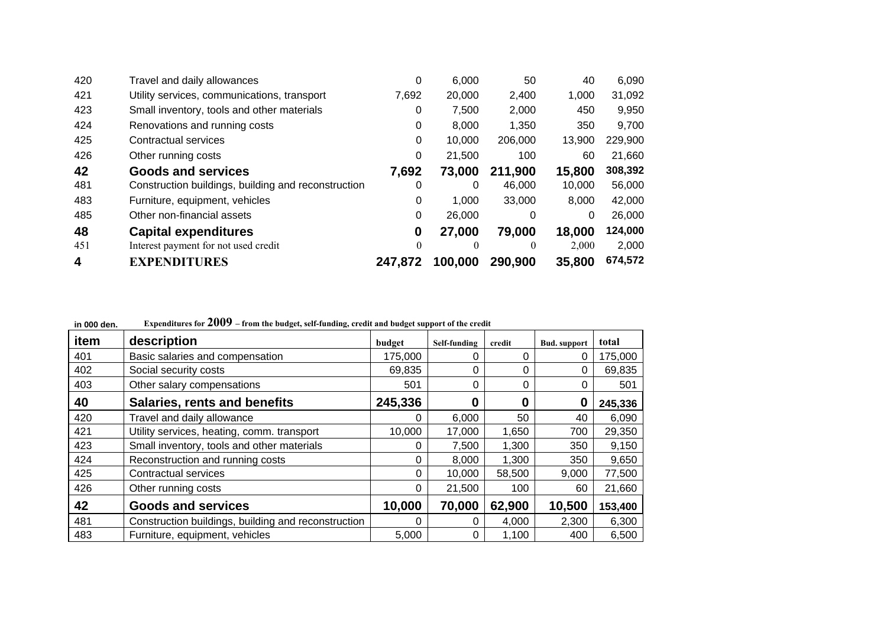| | | | | | | |
|---|---|---|---|---|---|---|
| 420 | Travel and daily allowances | 0 | 6,000 | 50 | 40 | 6,090 |
| 421 | Utility services, communications, transport | 7,692 | 20,000 | 2,400 | 1,000 | 31,092 |
| 423 | Small inventory, tools and other materials | 0 | 7,500 | 2,000 | 450 | 9,950 |
| 424 | Renovations and running costs | 0 | 8,000 | 1,350 | 350 | 9,700 |
| 425 | Contractual services | 0 | 10,000 | 206,000 | 13,900 | 229,900 |
| 426 | Other running costs | 0 | 21,500 | 100 | 60 | 21,660 |
| **42** | **Goods and services** | **7,692** | **73,000** | **211,900** | **15,800** | **308,392** |
| 481 | Construction buildings, building and reconstruction | 0 | 0 | 46,000 | 10,000 | 56,000 |
| 483 | Furniture, equipment, vehicles | 0 | 1,000 | 33,000 | 8,000 | 42,000 |
| 485 | Other non-financial assets | 0 | 26,000 | 0 | 0 | 26,000 |
| **48** | **Capital expenditures** | **0** | **27,000** | **79,000** | **18,000** | **124,000** |
| 451 | Interest payment for not used credit | 0 | 0 | 0 | 2,000 | 2,000 |
| **4** | **EXPENDITURES** | **247,872** | **100,000** | **290,900** | **35,800** | **674,572** |

in 000 den. **Expenditures for 2009 – from the budget, self-funding, credit and budget support of the credit**

| item | description | budget | Self-funding | credit | Bud. support | total |
|---|---|---|---|---|---|---|
| 401 | Basic salaries and compensation | 175,000 | 0 | 0 | 0 | 175,000 |
| 402 | Social security costs | 69,835 | 0 | 0 | 0 | 69,835 |
| 403 | Other salary compensations | 501 | 0 | 0 | 0 | 501 |
| **40** | **Salaries, rents and benefits** | **245,336** | **0** | **0** | **0** | **245,336** |
| 420 | Travel and daily allowance | 0 | 6,000 | 50 | 40 | 6,090 |
| 421 | Utility services, heating, comm. transport | 10,000 | 17,000 | 1,650 | 700 | 29,350 |
| 423 | Small inventory, tools and other materials | 0 | 7,500 | 1,300 | 350 | 9,150 |
| 424 | Reconstruction and running costs | 0 | 8,000 | 1,300 | 350 | 9,650 |
| 425 | Contractual services | 0 | 10,000 | 58,500 | 9,000 | 77,500 |
| 426 | Other running costs | 0 | 21,500 | 100 | 60 | 21,660 |
| **42** | **Goods and services** | **10,000** | **70,000** | **62,900** | **10,500** | **153,400** |
| 481 | Construction buildings, building and reconstruction | 0 | 0 | 4,000 | 2,300 | 6,300 |
| 483 | Furniture, equipment, vehicles | 5,000 | 0 | 1,100 | 400 | 6,500 |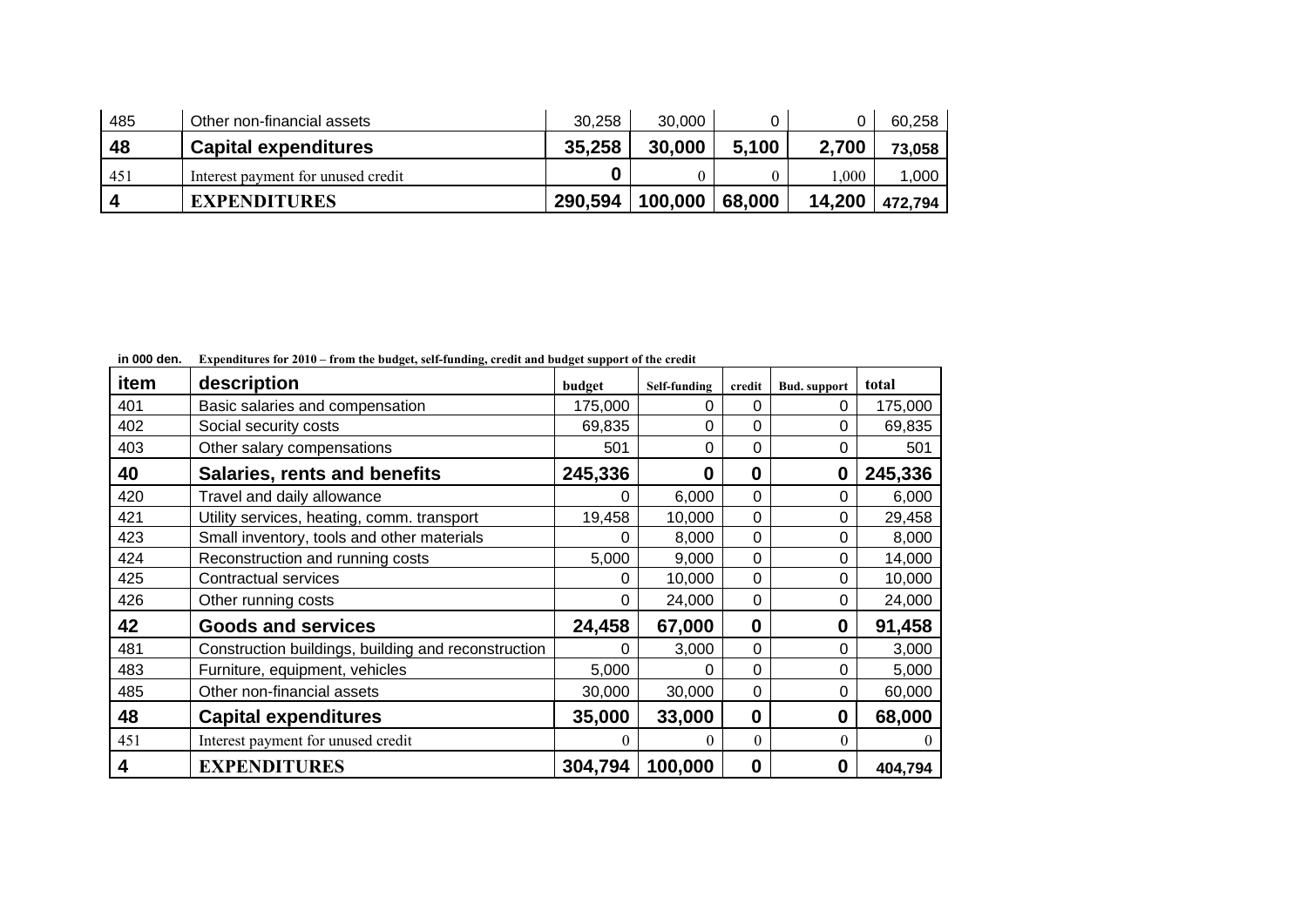| 485 | Other non-financial assets | 30,258 | 30,000 | 0 | 0 | 60,258 |
|---|---|---|---|---|---|---|
| **48** | **Capital expenditures** | **35,258** | **30,000** | **5,100** | **2,700** | **73,058** |
| 451 | Interest payment for unused credit | **0** | 0 | 0 | 1,000 | 1,000 |
| **4** | **EXPENDITURES** | **290,594** | **100,000** | **68,000** | **14,200** | **472,794** |

in 000 den. **Expenditures for 2010 – from the budget, self-funding, credit and budget support of the credit**

| item | description | budget | Self-funding | credit | Bud. support | total |
|---|---|---|---|---|---|---|
| 401 | Basic salaries and compensation | 175,000 | 0 | 0 | 0 | 175,000 |
| 402 | Social security costs | 69,835 | 0 | 0 | 0 | 69,835 |
| 403 | Other salary compensations | 501 | 0 | 0 | 0 | 501 |
| **40** | **Salaries, rents and benefits** | **245,336** | **0** | **0** | **0** | **245,336** |
| 420 | Travel and daily allowance | 0 | 6,000 | 0 | 0 | 6,000 |
| 421 | Utility services, heating, comm. transport | 19,458 | 10,000 | 0 | 0 | 29,458 |
| 423 | Small inventory, tools and other materials | 0 | 8,000 | 0 | 0 | 8,000 |
| 424 | Reconstruction and running costs | 5,000 | 9,000 | 0 | 0 | 14,000 |
| 425 | Contractual services | 0 | 10,000 | 0 | 0 | 10,000 |
| 426 | Other running costs | 0 | 24,000 | 0 | 0 | 24,000 |
| **42** | **Goods and services** | **24,458** | **67,000** | **0** | **0** | **91,458** |
| 481 | Construction buildings, building and reconstruction | 0 | 3,000 | 0 | 0 | 3,000 |
| 483 | Furniture, equipment, vehicles | 5,000 | 0 | 0 | 0 | 5,000 |
| 485 | Other non-financial assets | 30,000 | 30,000 | 0 | 0 | 60,000 |
| **48** | **Capital expenditures** | **35,000** | **33,000** | **0** | **0** | **68,000** |
| 451 | Interest payment for unused credit | 0 | 0 | 0 | 0 | 0 |
| **4** | **EXPENDITURES** | **304,794** | **100,000** | **0** | **0** | **404,794** |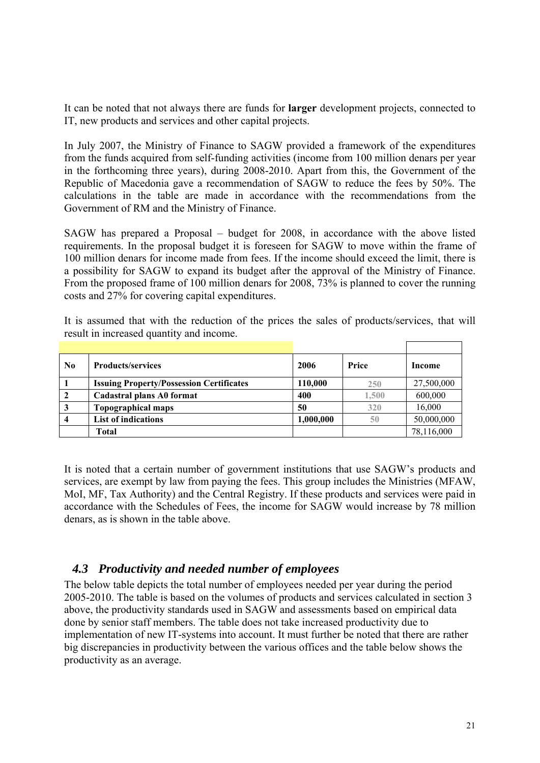It can be noted that not always there are funds for **larger** development projects, connected to IT, new products and services and other capital projects.

In July 2007, the Ministry of Finance to SAGW provided a framework of the expenditures from the funds acquired from self-funding activities (income from 100 million denars per year in the forthcoming three years), during 2008-2010. Apart from this, the Government of the Republic of Macedonia gave a recommendation of SAGW to reduce the fees by 50%. The calculations in the table are made in accordance with the recommendations from the Government of RM and the Ministry of Finance.

SAGW has prepared a Proposal – budget for 2008, in accordance with the above listed requirements. In the proposal budget it is foreseen for SAGW to move within the frame of 100 million denars for income made from fees. If the income should exceed the limit, there is a possibility for SAGW to expand its budget after the approval of the Ministry of Finance. From the proposed frame of 100 million denars for 2008, 73% is planned to cover the running costs and 27% for covering capital expenditures.

It is assumed that with the reduction of the prices the sales of products/services, that will result in increased quantity and income.

| No | Products/services | 2006 | Price | Income |
|---|---|---|---|---|
| 1 | **Issuing Property/Possession Certificates** | **110,000** | 250 | 27,500,000 |
| 2 | **Cadastral plans A0 format** | **400** | 1,500 | 600,000 |
| 3 | **Topographical maps** | **50** | 320 | 16,000 |
| 4 | **List of indications** | **1,000,000** | 50 | 50,000,000 |
| | **Total** | | | 78,116,000 |

It is noted that a certain number of government institutions that use SAGW's products and services, are exempt by law from paying the fees. This group includes the Ministries (MFAW, MoI, MF, Tax Authority) and the Central Registry. If these products and services were paid in accordance with the Schedules of Fees, the income for SAGW would increase by 78 million denars, as is shown in the table above.

## *4.3 Productivity and needed number of employees*

The below table depicts the total number of employees needed per year during the period 2005-2010. The table is based on the volumes of products and services calculated in section 3 above, the productivity standards used in SAGW and assessments based on empirical data done by senior staff members. The table does not take increased productivity due to implementation of new IT-systems into account. It must further be noted that there are rather big discrepancies in productivity between the various offices and the table below shows the productivity as an average.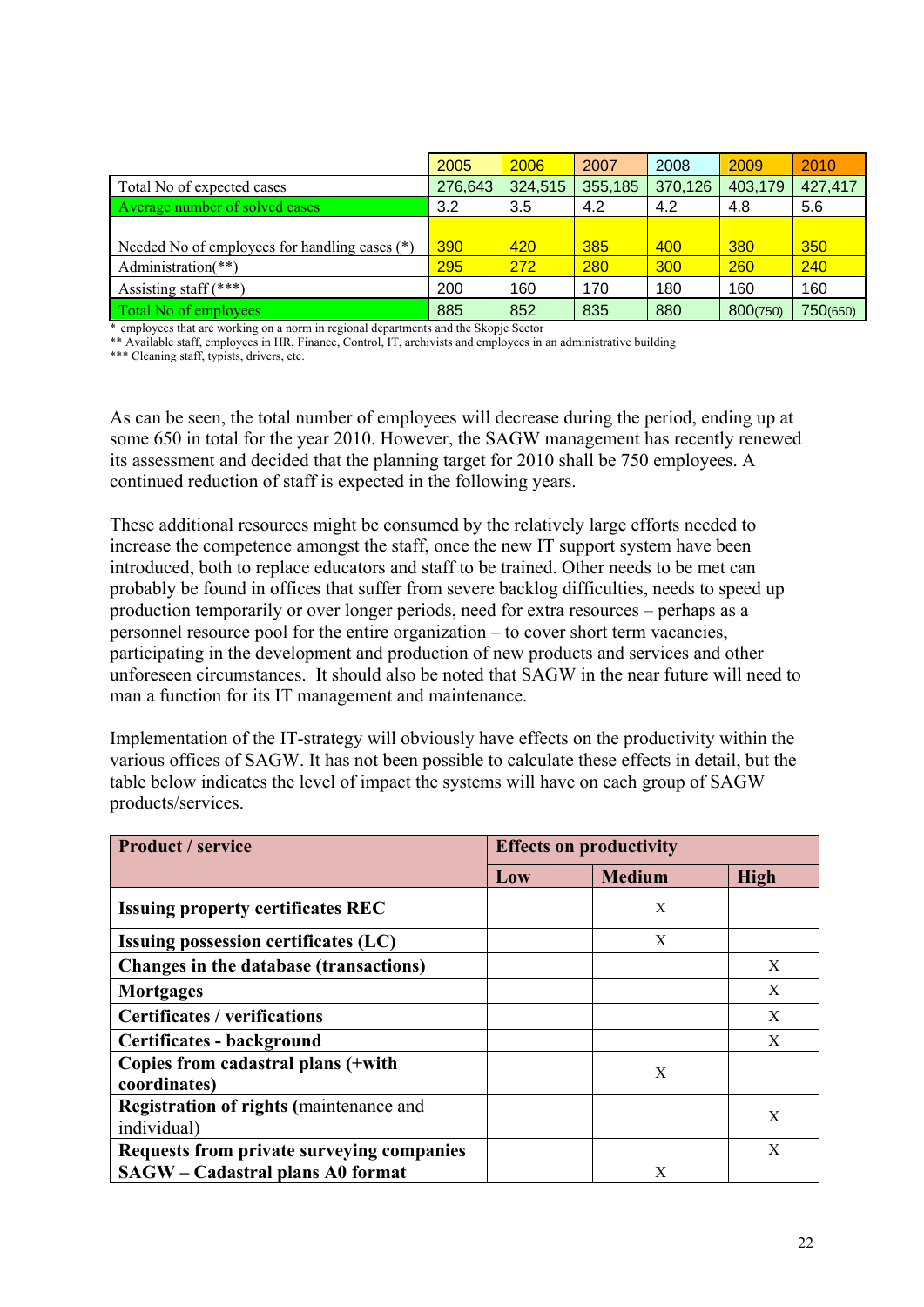| | 2005 | 2006 | 2007 | 2008 | 2009 | 2010 |
|---|---|---|---|---|---|---|
| Total No of expected cases | 276,643 | 324,515 | 355,185 | 370,126 | 403,179 | 427,417 |
| Average number of solved cases | 3.2 | 3.5 | 4.2 | 4.2 | 4.8 | 5.6 |
| Needed No of employees for handling cases (*) | 390 | 420 | 385 | 400 | 380 | 350 |
| Administration(**) | 295 | 272 | 280 | 300 | 260 | 240 |
| Assisting staff (***) | 200 | 160 | 170 | 180 | 160 | 160 |
| Total No of employees | 885 | 852 | 835 | 880 | 800(750) | 750(650) |

\* employees that are working on a norm in regional departments and the Skopje Sector
** Available staff, employees in HR, Finance, Control, IT, archivists and employees in an administrative building
*** Cleaning staff, typists, drivers, etc.

As can be seen, the total number of employees will decrease during the period, ending up at some 650 in total for the year 2010. However, the SAGW management has recently renewed its assessment and decided that the planning target for 2010 shall be 750 employees. A continued reduction of staff is expected in the following years.

These additional resources might be consumed by the relatively large efforts needed to increase the competence amongst the staff, once the new IT support system have been introduced, both to replace educators and staff to be trained. Other needs to be met can probably be found in offices that suffer from severe backlog difficulties, needs to speed up production temporarily or over longer periods, need for extra resources – perhaps as a personnel resource pool for the entire organization – to cover short term vacancies, participating in the development and production of new products and services and other unforeseen circumstances. It should also be noted that SAGW in the near future will need to man a function for its IT management and maintenance.

Implementation of the IT-strategy will obviously have effects on the productivity within the various offices of SAGW. It has not been possible to calculate these effects in detail, but the table below indicates the level of impact the systems will have on each group of SAGW products/services.

| **Product / service** | **Effects on productivity** | | |
|---|---|---|---|
| | **Low** | **Medium** | **High** |
| **Issuing property certificates REC** | | X | |
| **Issuing possession certificates (LC)** | | X | |
| **Changes in the database (transactions)** | | | X |
| **Mortgages** | | | X |
| **Certificates / verifications** | | | X |
| **Certificates - background** | | | X |
| **Copies from cadastral plans (+with coordinates)** | | X | |
| **Registration of rights** (maintenance and individual) | | | X |
| **Requests from private surveying companies** | | | X |
| **SAGW – Cadastral plans A0 format** | | X | |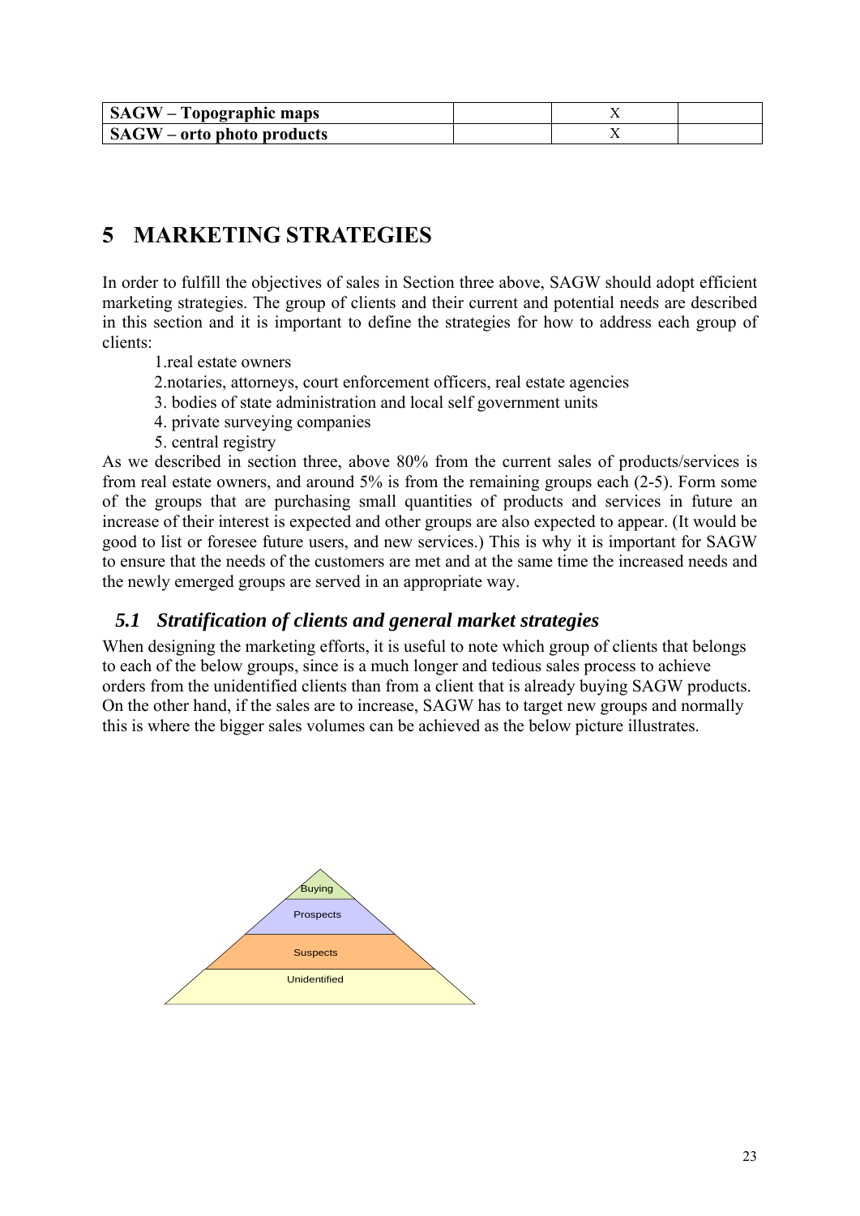| SAGW – Topographic maps | | X | |
|---|---|---|---|
| SAGW – orto photo products | | X | |

# 5 MARKETING STRATEGIES

In order to fulfill the objectives of sales in Section three above, SAGW should adopt efficient marketing strategies. The group of clients and their current and potential needs are described in this section and it is important to define the strategies for how to address each group of clients:

1.real estate owners
2.notaries, attorneys, court enforcement officers, real estate agencies
3. bodies of state administration and local self government units
4. private surveying companies
5. central registry

As we described in section three, above 80% from the current sales of products/services is from real estate owners, and around 5% is from the remaining groups each (2-5). Form some of the groups that are purchasing small quantities of products and services in future an increase of their interest is expected and other groups are also expected to appear. (It would be good to list or foresee future users, and new services.) This is why it is important for SAGW to ensure that the needs of the customers are met and at the same time the increased needs and the newly emerged groups are served in an appropriate way.

## 5.1 Stratification of clients and general market strategies

When designing the marketing efforts, it is useful to note which group of clients that belongs to each of the below groups, since is a much longer and tedious sales process to achieve orders from the unidentified clients than from a client that is already buying SAGW products. On the other hand, if the sales are to increase, SAGW has to target new groups and normally this is where the bigger sales volumes can be achieved as the below picture illustrates.

Buying
Prospects
Suspects
Unidentified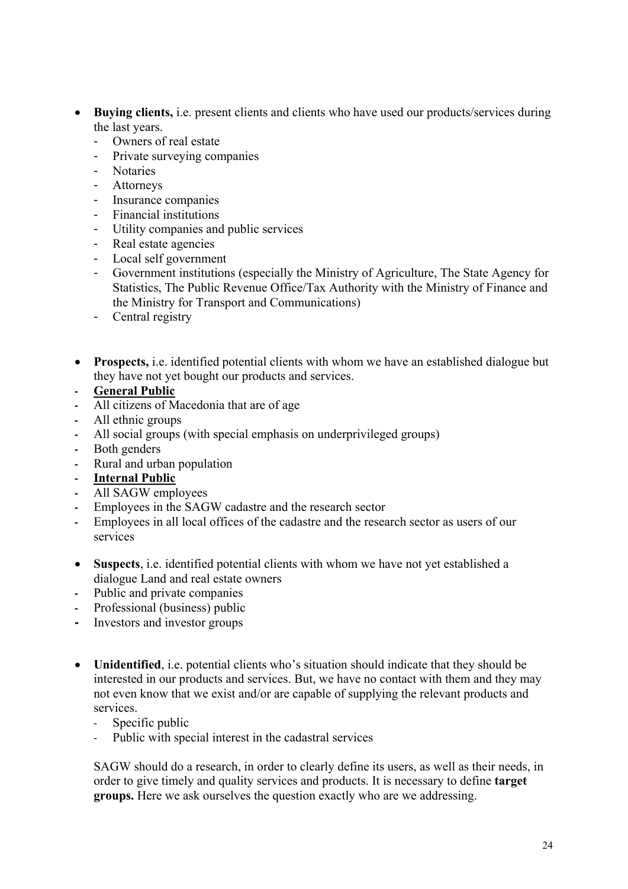- **Buying clients,** i.e. present clients and clients who have used our products/services during the last years.
  - Owners of real estate
  - Private surveying companies
  - Notaries
  - Attorneys
  - Insurance companies
  - Financial institutions
  - Utility companies and public services
  - Real estate agencies
  - Local self government
  - Government institutions (especially the Ministry of Agriculture, The State Agency for Statistics, The Public Revenue Office/Tax Authority with the Ministry of Finance and the Ministry for Transport and Communications)
  - Central registry

- **Prospects,** i.e. identified potential clients with whom we have an established dialogue but they have not yet bought our products and services.

- **General Public**
- All citizens of Macedonia that are of age
- All ethnic groups
- All social groups (with special emphasis on underprivileged groups)
- Both genders
- Rural and urban population
- **Internal Public**
- All SAGW employees
- Employees in the SAGW cadastre and the research sector
- Employees in all local offices of the cadastre and the research sector as users of our services

- **Suspects**, i.e. identified potential clients with whom we have not yet established a dialogue Land and real estate owners

- Public and private companies
- Professional (business) public
- Investors and investor groups

- **Unidentified**, i.e. potential clients who's situation should indicate that they should be interested in our products and services. But, we have no contact with them and they may not even know that we exist and/or are capable of supplying the relevant products and services.
  - Specific public
  - Public with special interest in the cadastral services

SAGW should do a research, in order to clearly define its users, as well as their needs, in order to give timely and quality services and products. It is necessary to define **target groups.** Here we ask ourselves the question exactly who are we addressing.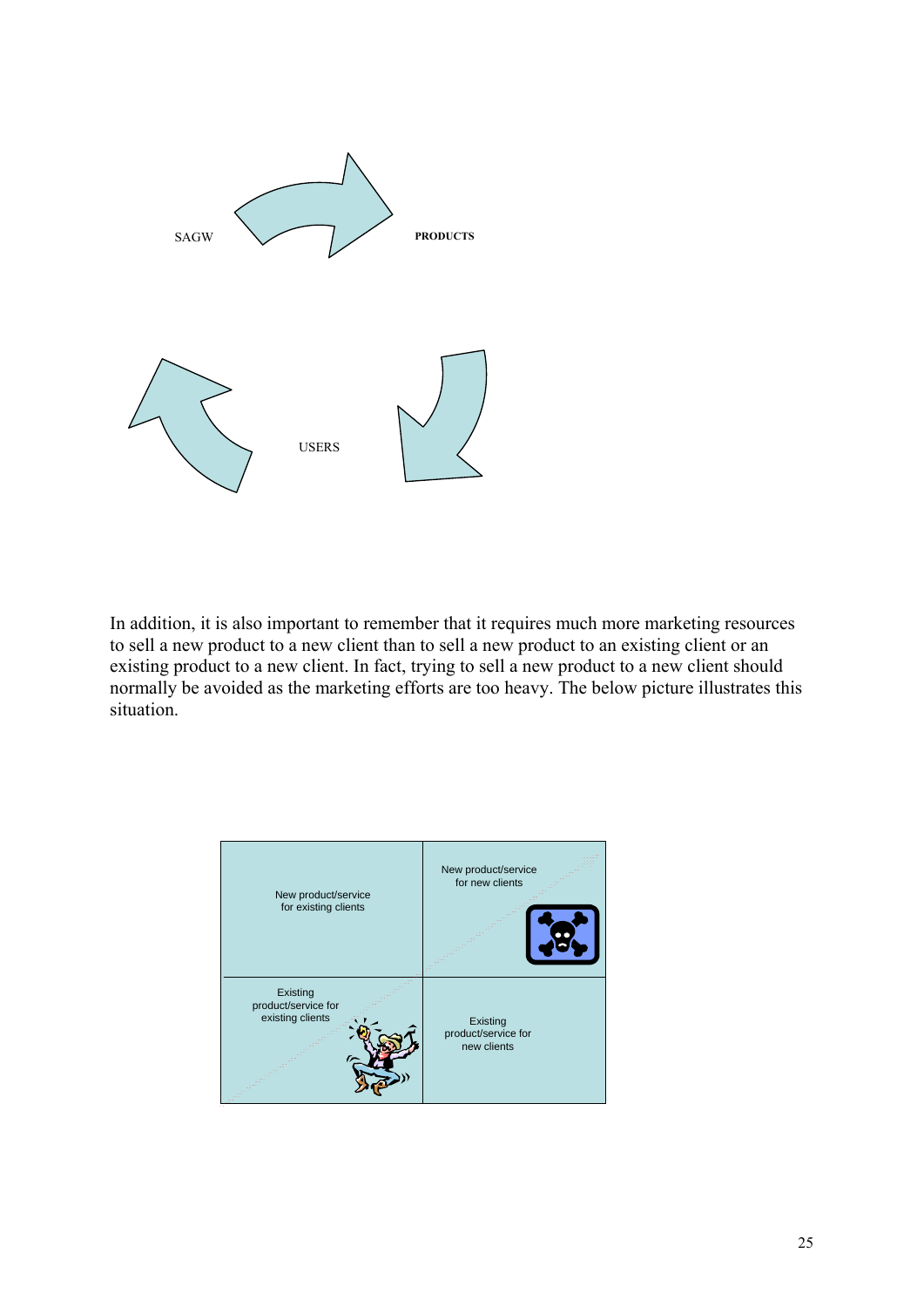SAGW

PRODUCTS

USERS

In addition, it is also important to remember that it requires much more marketing resources to sell a new product to a new client than to sell a new product to an existing client or an existing product to a new client. In fact, trying to sell a new product to a new client should normally be avoided as the marketing efforts are too heavy. The below picture illustrates this situation.

| New product/service for existing clients | New product/service for new clients |
| --- | --- |
| Existing product/service for existing clients | Existing product/service for new clients |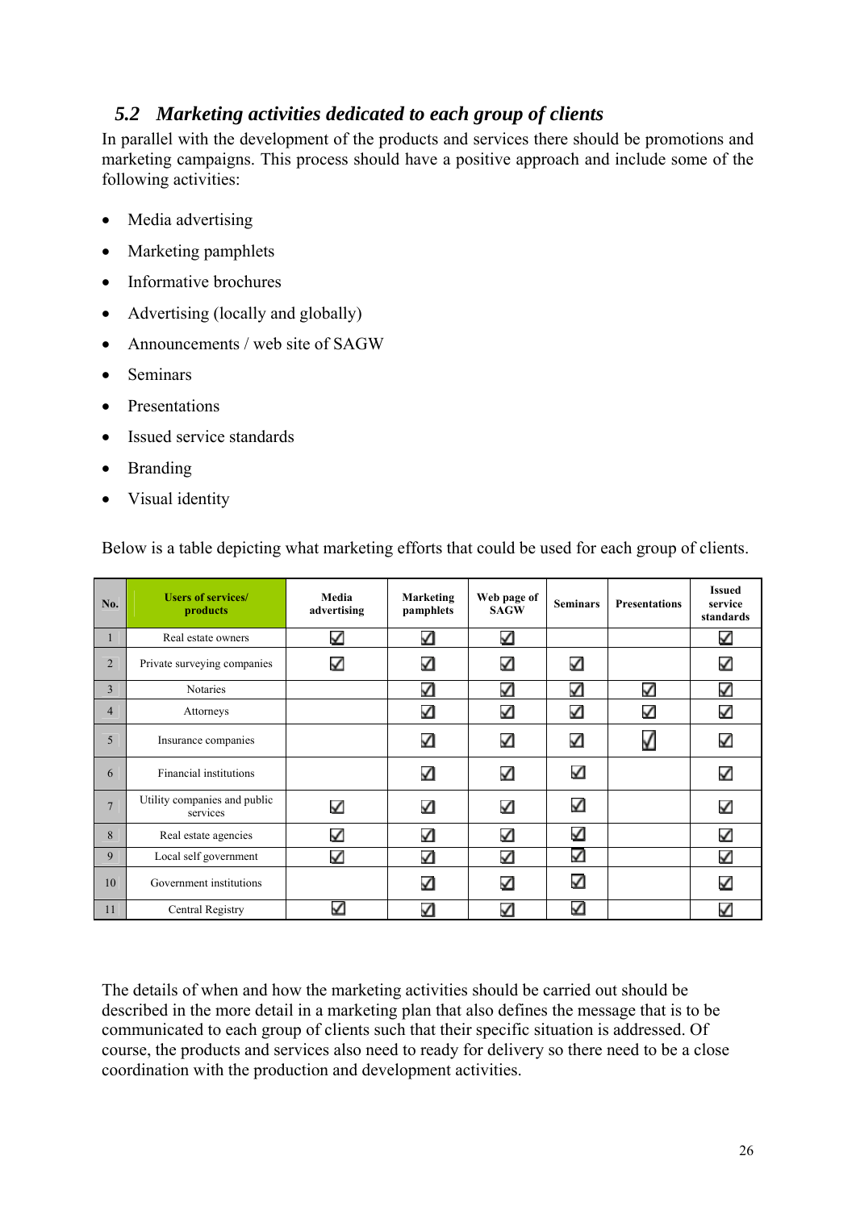## *5.2 Marketing activities dedicated to each group of clients*

In parallel with the development of the products and services there should be promotions and marketing campaigns. This process should have a positive approach and include some of the following activities:

- Media advertising
- Marketing pamphlets
- Informative brochures
- Advertising (locally and globally)
- Announcements / web site of SAGW
- Seminars
- Presentations
- Issued service standards
- Branding
- Visual identity

Below is a table depicting what marketing efforts that could be used for each group of clients.

| No. | Users of services/ products | Media advertising | Marketing pamphlets | Web page of SAGW | Seminars | Presentations | Issued service standards |
|---|---|---|---|---|---|---|---|
| 1 | Real estate owners | ☑ | ☑ | ☑ | | | ☑ |
| 2 | Private surveying companies | ☑ | ☑ | ☑ | ☑ | | ☑ |
| 3 | Notaries | | ☑ | ☑ | ☑ | ☑ | ☑ |
| 4 | Attorneys | | ☑ | ☑ | ☑ | ☑ | ☑ |
| 5 | Insurance companies | | ☑ | ☑ | ☑ | ☑ | ☑ |
| 6 | Financial institutions | | ☑ | ☑ | ☑ | | ☑ |
| 7 | Utility companies and public services | ☑ | ☑ | ☑ | ☑ | | ☑ |
| 8 | Real estate agencies | ☑ | ☑ | ☑ | ☑ | | ☑ |
| 9 | Local self government | ☑ | ☑ | ☑ | ☑ | | ☑ |
| 10 | Government institutions | | ☑ | ☑ | ☑ | | ☑ |
| 11 | Central Registry | ☑ | ☑ | ☑ | ☑ | | ☑ |

The details of when and how the marketing activities should be carried out should be described in the more detail in a marketing plan that also defines the message that is to be communicated to each group of clients such that their specific situation is addressed. Of course, the products and services also need to ready for delivery so there need to be a close coordination with the production and development activities.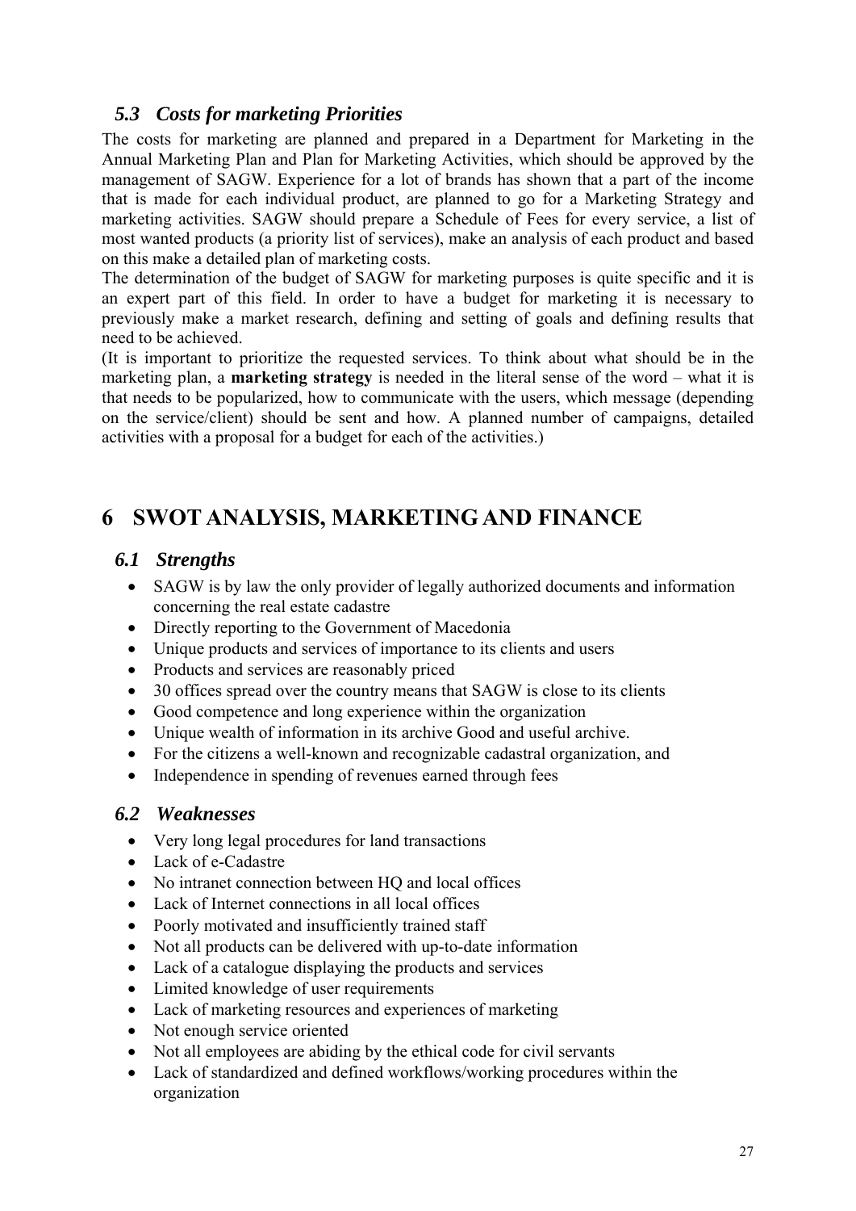### *5.3 Costs for marketing Priorities*

The costs for marketing are planned and prepared in a Department for Marketing in the Annual Marketing Plan and Plan for Marketing Activities, which should be approved by the management of SAGW. Experience for a lot of brands has shown that a part of the income that is made for each individual product, are planned to go for a Marketing Strategy and marketing activities. SAGW should prepare a Schedule of Fees for every service, a list of most wanted products (a priority list of services), make an analysis of each product and based on this make a detailed plan of marketing costs.

The determination of the budget of SAGW for marketing purposes is quite specific and it is an expert part of this field. In order to have a budget for marketing it is necessary to previously make a market research, defining and setting of goals and defining results that need to be achieved.

(It is important to prioritize the requested services. To think about what should be in the marketing plan, a **marketing strategy** is needed in the literal sense of the word – what it is that needs to be popularized, how to communicate with the users, which message (depending on the service/client) should be sent and how. A planned number of campaigns, detailed activities with a proposal for a budget for each of the activities.)

# 6 SWOT ANALYSIS, MARKETING AND FINANCE

### *6.1 Strengths*

- SAGW is by law the only provider of legally authorized documents and information concerning the real estate cadastre
- Directly reporting to the Government of Macedonia
- Unique products and services of importance to its clients and users
- Products and services are reasonably priced
- 30 offices spread over the country means that SAGW is close to its clients
- Good competence and long experience within the organization
- Unique wealth of information in its archive Good and useful archive.
- For the citizens a well-known and recognizable cadastral organization, and
- Independence in spending of revenues earned through fees

### *6.2 Weaknesses*

- Very long legal procedures for land transactions
- Lack of e-Cadastre
- No intranet connection between HQ and local offices
- Lack of Internet connections in all local offices
- Poorly motivated and insufficiently trained staff
- Not all products can be delivered with up-to-date information
- Lack of a catalogue displaying the products and services
- Limited knowledge of user requirements
- Lack of marketing resources and experiences of marketing
- Not enough service oriented
- Not all employees are abiding by the ethical code for civil servants
- Lack of standardized and defined workflows/working procedures within the organization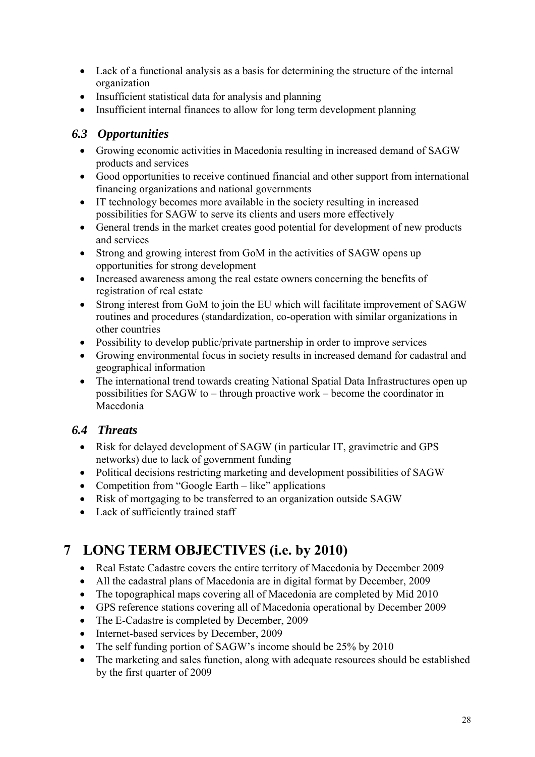- Lack of a functional analysis as a basis for determining the structure of the internal organization
- Insufficient statistical data for analysis and planning
- Insufficient internal finances to allow for long term development planning

### *6.3 Opportunities*

- Growing economic activities in Macedonia resulting in increased demand of SAGW products and services
- Good opportunities to receive continued financial and other support from international financing organizations and national governments
- IT technology becomes more available in the society resulting in increased possibilities for SAGW to serve its clients and users more effectively
- General trends in the market creates good potential for development of new products and services
- Strong and growing interest from GoM in the activities of SAGW opens up opportunities for strong development
- Increased awareness among the real estate owners concerning the benefits of registration of real estate
- Strong interest from GoM to join the EU which will facilitate improvement of SAGW routines and procedures (standardization, co-operation with similar organizations in other countries
- Possibility to develop public/private partnership in order to improve services
- Growing environmental focus in society results in increased demand for cadastral and geographical information
- The international trend towards creating National Spatial Data Infrastructures open up possibilities for SAGW to – through proactive work – become the coordinator in Macedonia

### *6.4 Threats*

- Risk for delayed development of SAGW (in particular IT, gravimetric and GPS networks) due to lack of government funding
- Political decisions restricting marketing and development possibilities of SAGW
- Competition from "Google Earth – like" applications
- Risk of mortgaging to be transferred to an organization outside SAGW
- Lack of sufficiently trained staff

# 7 LONG TERM OBJECTIVES (i.e. by 2010)

- Real Estate Cadastre covers the entire territory of Macedonia by December 2009
- All the cadastral plans of Macedonia are in digital format by December, 2009
- The topographical maps covering all of Macedonia are completed by Mid 2010
- GPS reference stations covering all of Macedonia operational by December 2009
- The E-Cadastre is completed by December, 2009
- Internet-based services by December, 2009
- The self funding portion of SAGW's income should be 25% by 2010
- The marketing and sales function, along with adequate resources should be established by the first quarter of 2009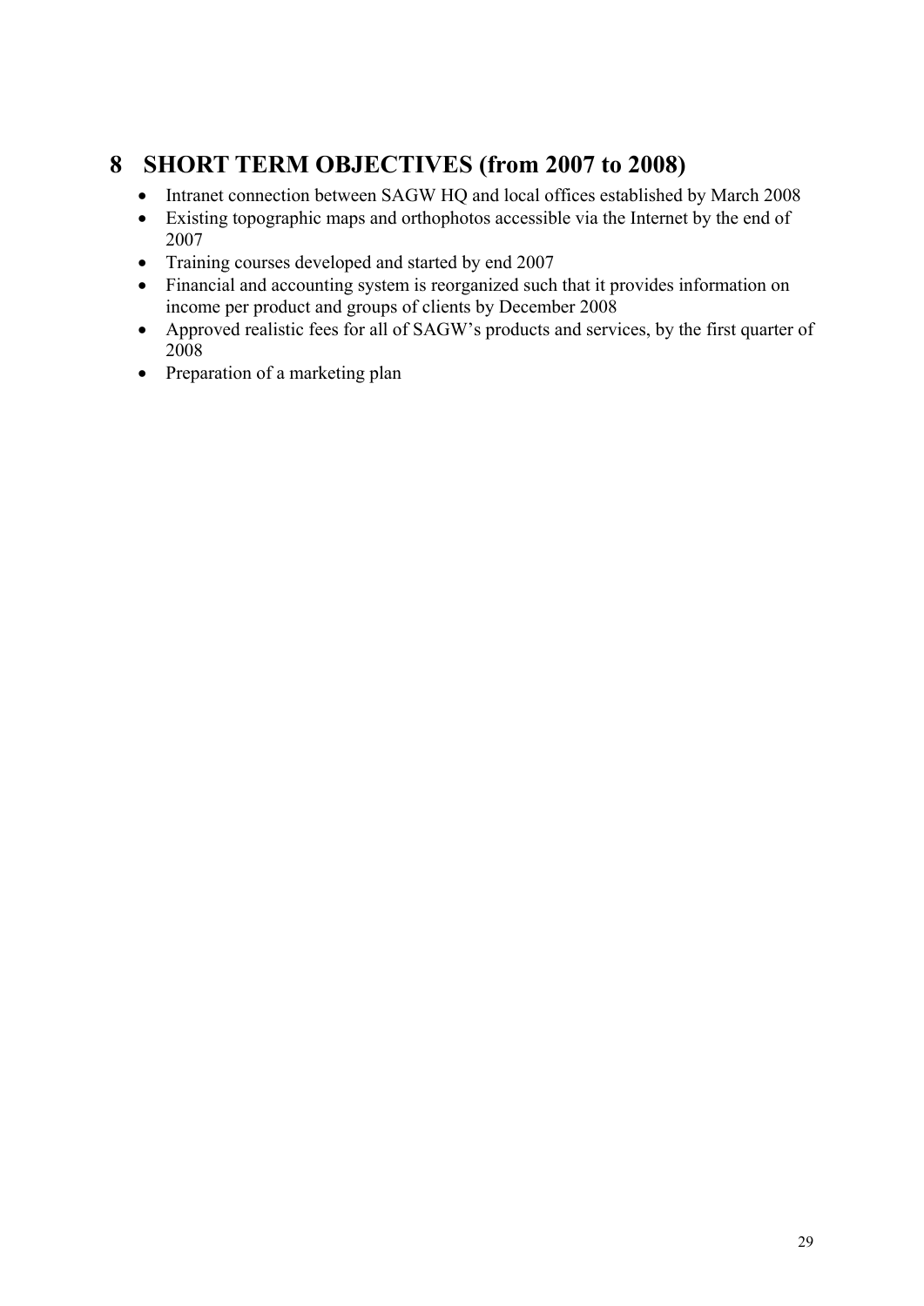# 8 SHORT TERM OBJECTIVES (from 2007 to 2008)

- Intranet connection between SAGW HQ and local offices established by March 2008
- Existing topographic maps and orthophotos accessible via the Internet by the end of 2007
- Training courses developed and started by end 2007
- Financial and accounting system is reorganized such that it provides information on income per product and groups of clients by December 2008
- Approved realistic fees for all of SAGW's products and services, by the first quarter of 2008
- Preparation of a marketing plan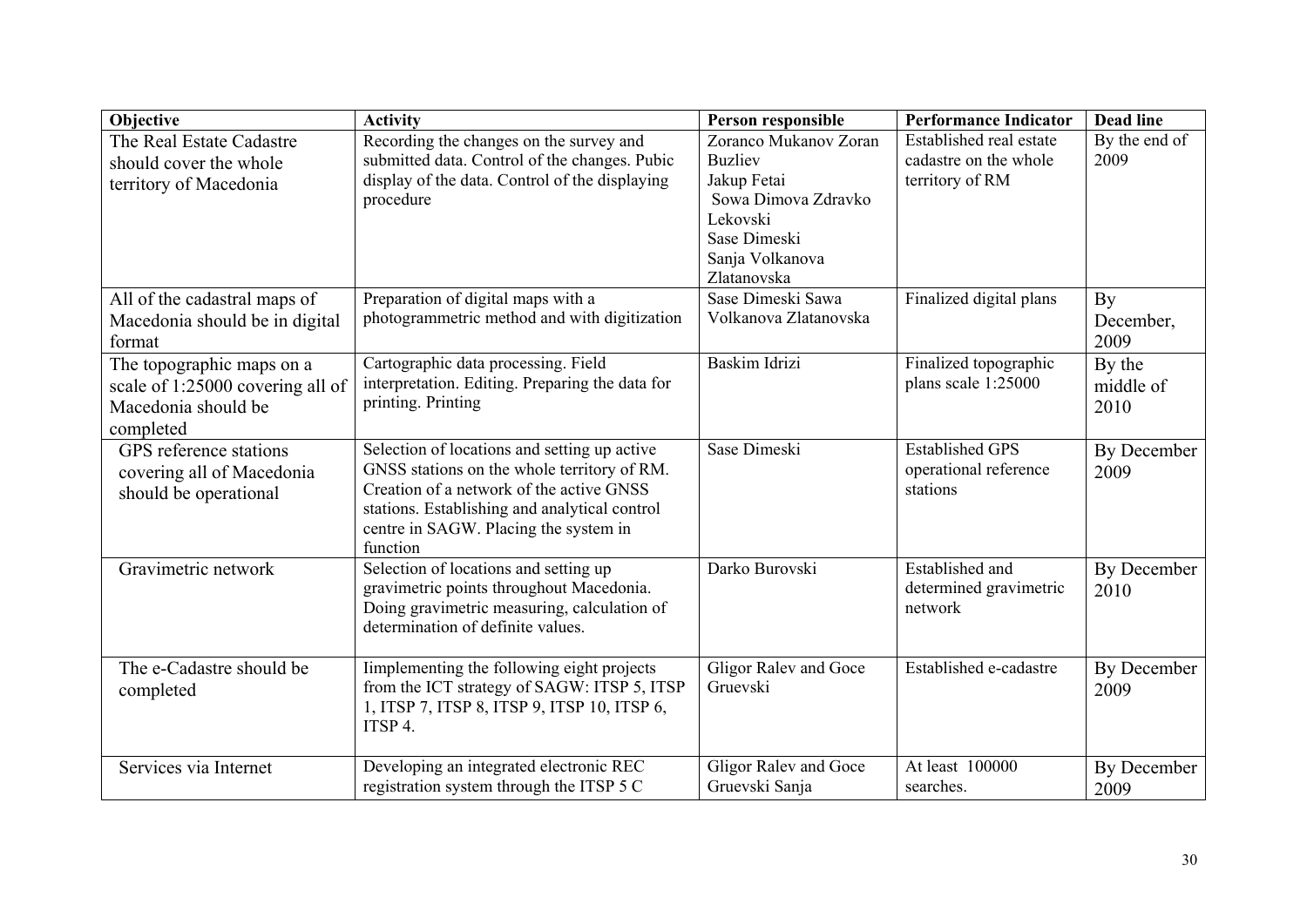| Objective | Activity | Person responsible | Performance Indicator | Dead line |
| --- | --- | --- | --- | --- |
| The Real Estate Cadastre should cover the whole territory of Macedonia | Recording the changes on the survey and submitted data. Control of the changes. Pubic display of the data. Control of the displaying procedure | Zoranco Mukanov Zoran Buzliev Jakup Fetai Sowa Dimova Zdravko Lekovski Sase Dimeski Sanja Volkanova Zlatanovska | Established real estate cadastre on the whole territory of RM | By the end of 2009 |
| All of the cadastral maps of Macedonia should be in digital format | Preparation of digital maps with a photogrammetric method and with digitization | Sase Dimeski Sawa Volkanova Zlatanovska | Finalized digital plans | By December, 2009 |
| The topographic maps on a scale of 1:25000 covering all of Macedonia should be completed | Cartographic data processing. Field interpretation. Editing. Preparing the data for printing. Printing | Baskim Idrizi | Finalized topographic plans scale 1:25000 | By the middle of 2010 |
| GPS reference stations covering all of Macedonia should be operational | Selection of locations and setting up active GNSS stations on the whole territory of RM. Creation of a network of the active GNSS stations. Establishing and analytical control centre in SAGW. Placing the system in function | Sase Dimeski | Established GPS operational reference stations | By December 2009 |
| Gravimetric network | Selection of locations and setting up gravimetric points throughout Macedonia. Doing gravimetric measuring, calculation of determination of definite values. | Darko Burovski | Established and determined gravimetric network | By December 2010 |
| The e-Cadastre should be completed | Iimplementing the following eight projects from the ICT strategy of SAGW: ITSP 5, ITSP 1, ITSP 7, ITSP 8, ITSP 9, ITSP 10, ITSP 6, ITSP 4. | Gligor Ralev and Goce Gruevski | Established e-cadastre | By December 2009 |
| Services via Internet | Developing an integrated electronic REC registration system through the ITSP 5 C | Gligor Ralev and Goce Gruevski Sanja | At least 100000 searches. | By December 2009 |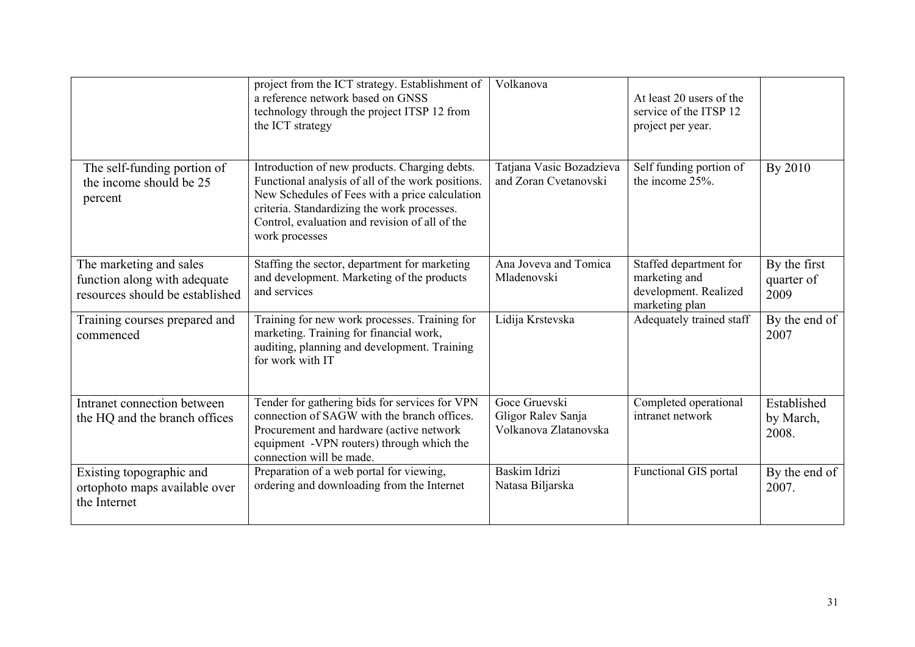| | | | | |
|---|---|---|---|---|
| | project from the ICT strategy. Establishment of a reference network based on GNSS technology through the project ITSP 12 from the ICT strategy | Volkanova | At least 20 users of the service of the ITSP 12 project per year. | |
| The self-funding portion of the income should be 25 percent | Introduction of new products. Charging debts. Functional analysis of all of the work positions. New Schedules of Fees with a price calculation criteria. Standardizing the work processes. Control, evaluation and revision of all of the work processes | Tatjana Vasic Bozadzieva and Zoran Cvetanovski | Self funding portion of the income 25%. | By 2010 |
| The marketing and sales function along with adequate resources should be established | Staffing the sector, department for marketing and development. Marketing of the products and services | Ana Joveva and Tomica Mladenovski | Staffed department for marketing and development. Realized marketing plan | By the first quarter of 2009 |
| Training courses prepared and commenced | Training for new work processes. Training for marketing. Training for financial work, auditing, planning and development. Training for work with IT | Lidija Krstevska | Adequately trained staff | By the end of 2007 |
| Intranet connection between the HQ and the branch offices | Tender for gathering bids for services for VPN connection of SAGW with the branch offices. Procurement and hardware (active network equipment -VPN routers) through which the connection will be made. | Goce Gruevski Gligor Ralev Sanja Volkanova Zlatanovska | Completed operational intranet network | Established by March, 2008. |
| Existing topographic and ortophoto maps available over the Internet | Preparation of a web portal for viewing, ordering and downloading from the Internet | Baskim Idrizi Natasa Biljarska | Functional GIS portal | By the end of 2007. |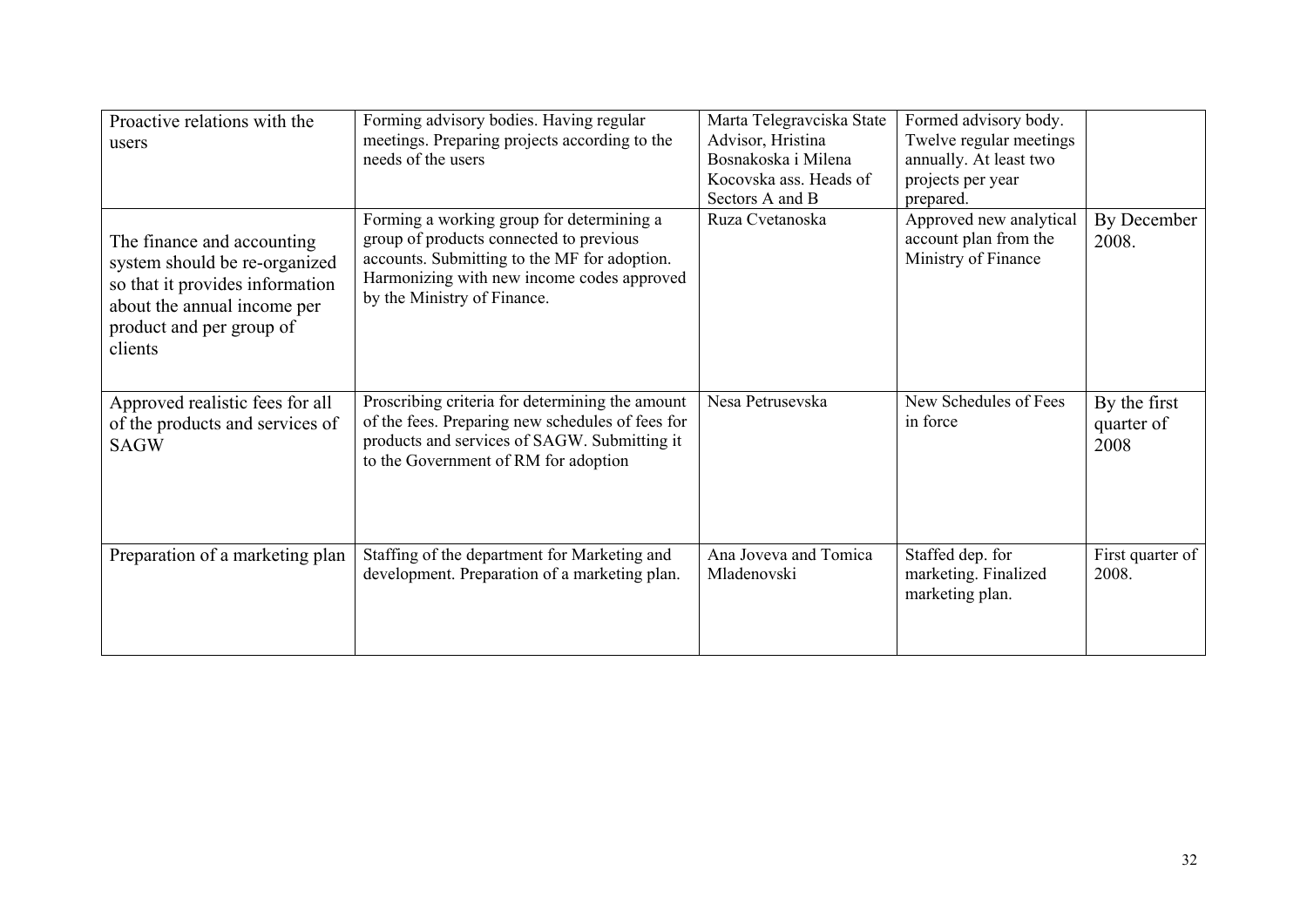| | | | | |
|---|---|---|---|---|
| Proactive relations with the users | Forming advisory bodies. Having regular meetings. Preparing projects according to the needs of the users | Marta Telegravciska State Advisor, Hristina Bosnakoska i Milena Kocovska ass. Heads of Sectors A and B | Formed advisory body. Twelve regular meetings annually. At least two projects per year prepared. | |
| The finance and accounting system should be re-organized so that it provides information about the annual income per product and per group of clients | Forming a working group for determining a group of products connected to previous accounts. Submitting to the MF for adoption. Harmonizing with new income codes approved by the Ministry of Finance. | Ruza Cvetanoska | Approved new analytical account plan from the Ministry of Finance | By December 2008. |
| Approved realistic fees for all of the products and services of SAGW | Proscribing criteria for determining the amount of the fees. Preparing new schedules of fees for products and services of SAGW. Submitting it to the Government of RM for adoption | Nesa Petrusevska | New Schedules of Fees in force | By the first quarter of 2008 |
| Preparation of a marketing plan | Staffing of the department for Marketing and development. Preparation of a marketing plan. | Ana Joveva and Tomica Mladenovski | Staffed dep. for marketing. Finalized marketing plan. | First quarter of 2008. |